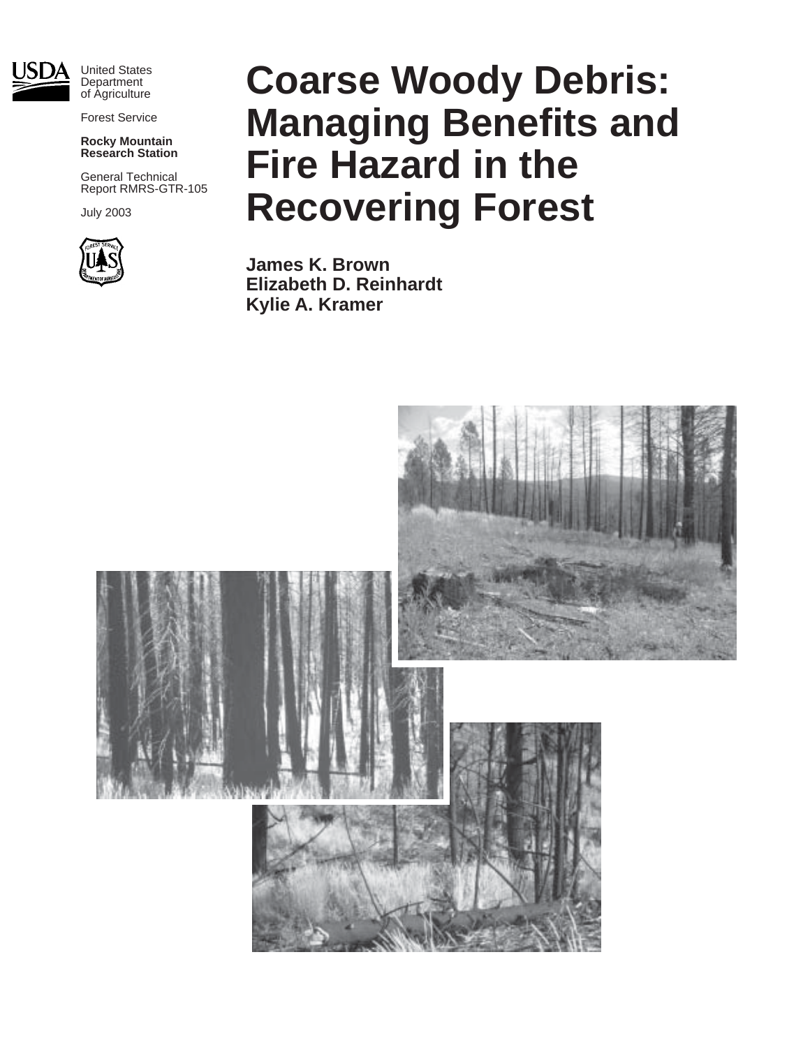United States Department of Agriculture

Forest Service

**Rocky Mountain Research Station**

General Technical Report RMRS-GTR-105

July 2003

# Coarse Woody Debris: Managing Benefits and Fire Hazard in the Recovering Forest

**James K. Brown**
**Elizabeth D. Reinhardt**
**Kylie A. Kramer**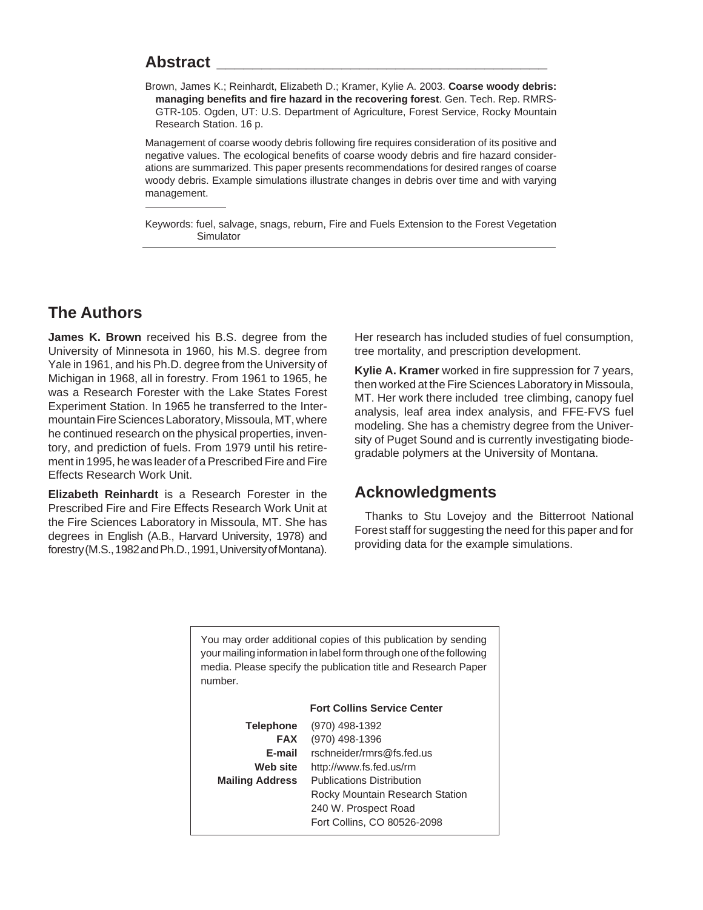## Abstract

Brown, James K.; Reinhardt, Elizabeth D.; Kramer, Kylie A. 2003. **Coarse woody debris: managing benefits and fire hazard in the recovering forest**. Gen. Tech. Rep. RMRS-GTR-105. Ogden, UT: U.S. Department of Agriculture, Forest Service, Rocky Mountain Research Station. 16 p.

Management of coarse woody debris following fire requires consideration of its positive and negative values. The ecological benefits of coarse woody debris and fire hazard considerations are summarized. This paper presents recommendations for desired ranges of coarse woody debris. Example simulations illustrate changes in debris over time and with varying management.

Keywords: fuel, salvage, snags, reburn, Fire and Fuels Extension to the Forest Vegetation Simulator

## The Authors

**James K. Brown** received his B.S. degree from the University of Minnesota in 1960, his M.S. degree from Yale in 1961, and his Ph.D. degree from the University of Michigan in 1968, all in forestry. From 1961 to 1965, he was a Research Forester with the Lake States Forest Experiment Station. In 1965 he transferred to the Intermountain Fire Sciences Laboratory, Missoula, MT, where he continued research on the physical properties, inventory, and prediction of fuels. From 1979 until his retirement in 1995, he was leader of a Prescribed Fire and Fire Effects Research Work Unit.

**Elizabeth Reinhardt** is a Research Forester in the Prescribed Fire and Fire Effects Research Work Unit at the Fire Sciences Laboratory in Missoula, MT. She has degrees in English (A.B., Harvard University, 1978) and forestry (M.S., 1982 and Ph.D., 1991, University of Montana). Her research has included studies of fuel consumption, tree mortality, and prescription development.

**Kylie A. Kramer** worked in fire suppression for 7 years, then worked at the Fire Sciences Laboratory in Missoula, MT. Her work there included tree climbing, canopy fuel analysis, leaf area index analysis, and FFE-FVS fuel modeling. She has a chemistry degree from the University of Puget Sound and is currently investigating biodegradable polymers at the University of Montana.

## Acknowledgments

Thanks to Stu Lovejoy and the Bitterroot National Forest staff for suggesting the need for this paper and for providing data for the example simulations.

You may order additional copies of this publication by sending your mailing information in label form through one of the following media. Please specify the publication title and Research Paper number.

| | **Fort Collins Service Center** |
|---|---|
| **Telephone** | (970) 498-1392 |
| **FAX** | (970) 498-1396 |
| **E-mail** | rschneider/rmrs@fs.fed.us |
| **Web site** | http://www.fs.fed.us/rm |
| **Mailing Address** | Publications Distribution<br>Rocky Mountain Research Station<br>240 W. Prospect Road<br>Fort Collins, CO 80526-2098 |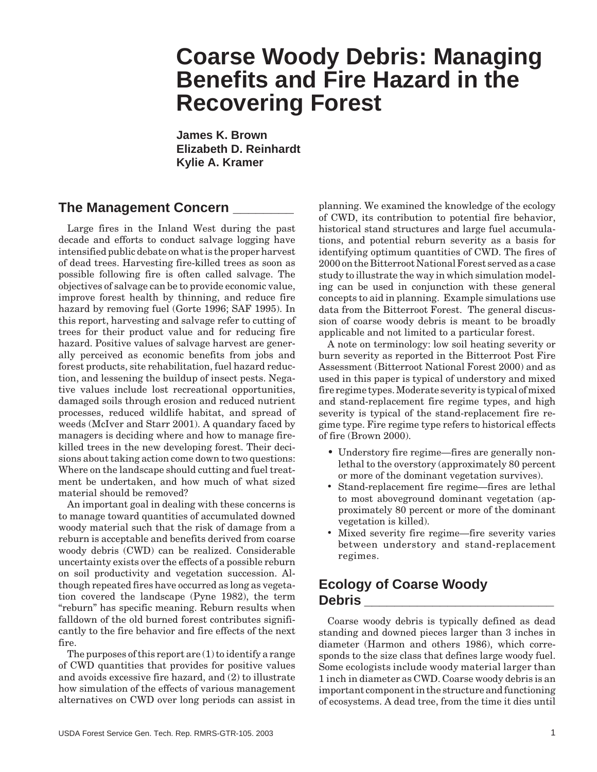# Coarse Woody Debris: Managing Benefits and Fire Hazard in the Recovering Forest

**James K. Brown**
**Elizabeth D. Reinhardt**
**Kylie A. Kramer**

## The Management Concern

Large fires in the Inland West during the past decade and efforts to conduct salvage logging have intensified public debate on what is the proper harvest of dead trees. Harvesting fire-killed trees as soon as possible following fire is often called salvage. The objectives of salvage can be to provide economic value, improve forest health by thinning, and reduce fire hazard by removing fuel (Gorte 1996; SAF 1995). In this report, harvesting and salvage refer to cutting of trees for their product value and for reducing fire hazard. Positive values of salvage harvest are generally perceived as economic benefits from jobs and forest products, site rehabilitation, fuel hazard reduction, and lessening the buildup of insect pests. Negative values include lost recreational opportunities, damaged soils through erosion and reduced nutrient processes, reduced wildlife habitat, and spread of weeds (McIver and Starr 2001). A quandary faced by managers is deciding where and how to manage fire-killed trees in the new developing forest. Their decisions about taking action come down to two questions: Where on the landscape should cutting and fuel treatment be undertaken, and how much of what sized material should be removed?

An important goal in dealing with these concerns is to manage toward quantities of accumulated downed woody material such that the risk of damage from a reburn is acceptable and benefits derived from coarse woody debris (CWD) can be realized. Considerable uncertainty exists over the effects of a possible reburn on soil productivity and vegetation succession. Although repeated fires have occurred as long as vegetation covered the landscape (Pyne 1982), the term "reburn" has specific meaning. Reburn results when falldown of the old burned forest contributes significantly to the fire behavior and fire effects of the next fire.

The purposes of this report are (1) to identify a range of CWD quantities that provides for positive values and avoids excessive fire hazard, and (2) to illustrate how simulation of the effects of various management alternatives on CWD over long periods can assist in planning. We examined the knowledge of the ecology of CWD, its contribution to potential fire behavior, historical stand structures and large fuel accumulations, and potential reburn severity as a basis for identifying optimum quantities of CWD. The fires of 2000 on the Bitterroot National Forest served as a case study to illustrate the way in which simulation modeling can be used in conjunction with these general concepts to aid in planning. Example simulations use data from the Bitterroot Forest. The general discussion of coarse woody debris is meant to be broadly applicable and not limited to a particular forest.

A note on terminology: low soil heating severity or burn severity as reported in the Bitterroot Post Fire Assessment (Bitterroot National Forest 2000) and as used in this paper is typical of understory and mixed fire regime types. Moderate severity is typical of mixed and stand-replacement fire regime types, and high severity is typical of the stand-replacement fire regime type. Fire regime type refers to historical effects of fire (Brown 2000).

- Understory fire regime—fires are generally nonlethal to the overstory (approximately 80 percent or more of the dominant vegetation survives).
- Stand-replacement fire regime—fires are lethal to most aboveground dominant vegetation (approximately 80 percent or more of the dominant vegetation is killed).
- Mixed severity fire regime—fire severity varies between understory and stand-replacement regimes.

## Ecology of Coarse Woody Debris

Coarse woody debris is typically defined as dead standing and downed pieces larger than 3 inches in diameter (Harmon and others 1986), which corresponds to the size class that defines large woody fuel. Some ecologists include woody material larger than 1 inch in diameter as CWD. Coarse woody debris is an important component in the structure and functioning of ecosystems. A dead tree, from the time it dies until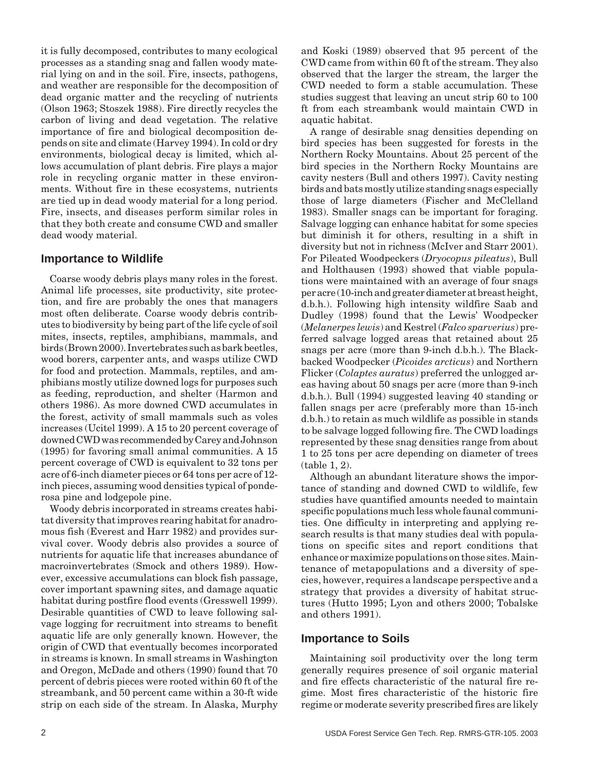it is fully decomposed, contributes to many ecological processes as a standing snag and fallen woody material lying on and in the soil. Fire, insects, pathogens, and weather are responsible for the decomposition of dead organic matter and the recycling of nutrients (Olson 1963; Stoszek 1988). Fire directly recycles the carbon of living and dead vegetation. The relative importance of fire and biological decomposition depends on site and climate (Harvey 1994). In cold or dry environments, biological decay is limited, which allows accumulation of plant debris. Fire plays a major role in recycling organic matter in these environments. Without fire in these ecosystems, nutrients are tied up in dead woody material for a long period. Fire, insects, and diseases perform similar roles in that they both create and consume CWD and smaller dead woody material.

## Importance to Wildlife

Coarse woody debris plays many roles in the forest. Animal life processes, site productivity, site protection, and fire are probably the ones that managers most often deliberate. Coarse woody debris contributes to biodiversity by being part of the life cycle of soil mites, insects, reptiles, amphibians, mammals, and birds (Brown 2000). Invertebrates such as bark beetles, wood borers, carpenter ants, and wasps utilize CWD for food and protection. Mammals, reptiles, and amphibians mostly utilize downed logs for purposes such as feeding, reproduction, and shelter (Harmon and others 1986). As more downed CWD accumulates in the forest, activity of small mammals such as voles increases (Ucitel 1999). A 15 to 20 percent coverage of downed CWD was recommended by Carey and Johnson (1995) for favoring small animal communities. A 15 percent coverage of CWD is equivalent to 32 tons per acre of 6-inch diameter pieces or 64 tons per acre of 12-inch pieces, assuming wood densities typical of ponderosa pine and lodgepole pine.

Woody debris incorporated in streams creates habitat diversity that improves rearing habitat for anadromous fish (Everest and Harr 1982) and provides survival cover. Woody debris also provides a source of nutrients for aquatic life that increases abundance of macroinvertebrates (Smock and others 1989). However, excessive accumulations can block fish passage, cover important spawning sites, and damage aquatic habitat during postfire flood events (Gresswell 1999). Desirable quantities of CWD to leave following salvage logging for recruitment into streams to benefit aquatic life are only generally known. However, the origin of CWD that eventually becomes incorporated in streams is known. In small streams in Washington and Oregon, McDade and others (1990) found that 70 percent of debris pieces were rooted within 60 ft of the streambank, and 50 percent came within a 30-ft wide strip on each side of the stream. In Alaska, Murphy and Koski (1989) observed that 95 percent of the CWD came from within 60 ft of the stream. They also observed that the larger the stream, the larger the CWD needed to form a stable accumulation. These studies suggest that leaving an uncut strip 60 to 100 ft from each streambank would maintain CWD in aquatic habitat.

A range of desirable snag densities depending on bird species has been suggested for forests in the Northern Rocky Mountains. About 25 percent of the bird species in the Northern Rocky Mountains are cavity nesters (Bull and others 1997). Cavity nesting birds and bats mostly utilize standing snags especially those of large diameters (Fischer and McClelland 1983). Smaller snags can be important for foraging. Salvage logging can enhance habitat for some species but diminish it for others, resulting in a shift in diversity but not in richness (McIver and Starr 2001). For Pileated Woodpeckers (*Dryocopus pileatus*), Bull and Holthausen (1993) showed that viable populations were maintained with an average of four snags per acre (10-inch and greater diameter at breast height, d.b.h.). Following high intensity wildfire Saab and Dudley (1998) found that the Lewis' Woodpecker (*Melanerpes lewis*) and Kestrel (*Falco sparverius*) preferred salvage logged areas that retained about 25 snags per acre (more than 9-inch d.b.h.). The Black-backed Woodpecker (*Picoides arcticus*) and Northern Flicker (*Colaptes auratus*) preferred the unlogged areas having about 50 snags per acre (more than 9-inch d.b.h.). Bull (1994) suggested leaving 40 standing or fallen snags per acre (preferably more than 15-inch d.b.h.) to retain as much wildlife as possible in stands to be salvage logged following fire. The CWD loadings represented by these snag densities range from about 1 to 25 tons per acre depending on diameter of trees (table 1, 2).

Although an abundant literature shows the importance of standing and downed CWD to wildlife, few studies have quantified amounts needed to maintain specific populations much less whole faunal communities. One difficulty in interpreting and applying research results is that many studies deal with populations on specific sites and report conditions that enhance or maximize populations on those sites. Maintenance of metapopulations and a diversity of species, however, requires a landscape perspective and a strategy that provides a diversity of habitat structures (Hutto 1995; Lyon and others 2000; Tobalske and others 1991).

## Importance to Soils

Maintaining soil productivity over the long term generally requires presence of soil organic material and fire effects characteristic of the natural fire regime. Most fires characteristic of the historic fire regime or moderate severity prescribed fires are likely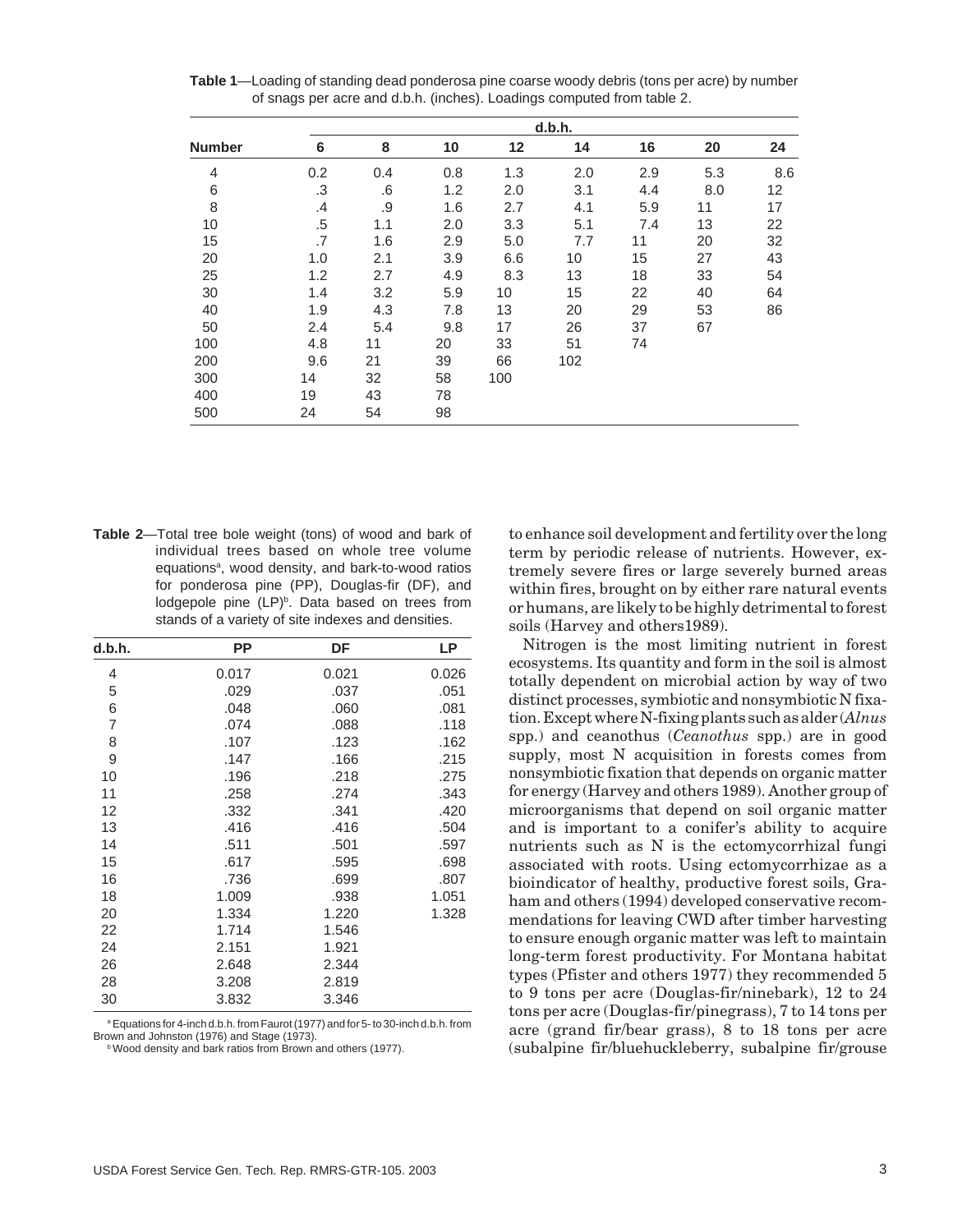**Table 1**—Loading of standing dead ponderosa pine coarse woody debris (tons per acre) by number of snags per acre and d.b.h. (inches). Loadings computed from table 2.

| | d.b.h. | | | | | | | |
|---|---|---|---|---|---|---|---|---|
| **Number** | **6** | **8** | **10** | **12** | **14** | **16** | **20** | **24** |
| 4 | 0.2 | 0.4 | 0.8 | 1.3 | 2.0 | 2.9 | 5.3 | 8.6 |
| 6 | .3 | .6 | 1.2 | 2.0 | 3.1 | 4.4 | 8.0 | 12 |
| 8 | .4 | .9 | 1.6 | 2.7 | 4.1 | 5.9 | 11 | 17 |
| 10 | .5 | 1.1 | 2.0 | 3.3 | 5.1 | 7.4 | 13 | 22 |
| 15 | .7 | 1.6 | 2.9 | 5.0 | 7.7 | 11 | 20 | 32 |
| 20 | 1.0 | 2.1 | 3.9 | 6.6 | 10 | 15 | 27 | 43 |
| 25 | 1.2 | 2.7 | 4.9 | 8.3 | 13 | 18 | 33 | 54 |
| 30 | 1.4 | 3.2 | 5.9 | 10 | 15 | 22 | 40 | 64 |
| 40 | 1.9 | 4.3 | 7.8 | 13 | 20 | 29 | 53 | 86 |
| 50 | 2.4 | 5.4 | 9.8 | 17 | 26 | 37 | 67 | |
| 100 | 4.8 | 11 | 20 | 33 | 51 | 74 | | |
| 200 | 9.6 | 21 | 39 | 66 | 102 | | | |
| 300 | 14 | 32 | 58 | 100 | | | | |
| 400 | 19 | 43 | 78 | | | | | |
| 500 | 24 | 54 | 98 | | | | | |

**Table 2**—Total tree bole weight (tons) of wood and bark of individual trees based on whole tree volume equations[a], wood density, and bark-to-wood ratios for ponderosa pine (PP), Douglas-fir (DF), and lodgepole pine (LP)[b]. Data based on trees from stands of a variety of site indexes and densities.

| d.b.h. | PP | DF | LP |
|---|---|---|---|
| 4 | 0.017 | 0.021 | 0.026 |
| 5 | .029 | .037 | .051 |
| 6 | .048 | .060 | .081 |
| 7 | .074 | .088 | .118 |
| 8 | .107 | .123 | .162 |
| 9 | .147 | .166 | .215 |
| 10 | .196 | .218 | .275 |
| 11 | .258 | .274 | .343 |
| 12 | .332 | .341 | .420 |
| 13 | .416 | .416 | .504 |
| 14 | .511 | .501 | .597 |
| 15 | .617 | .595 | .698 |
| 16 | .736 | .699 | .807 |
| 18 | 1.009 | .938 | 1.051 |
| 20 | 1.334 | 1.220 | 1.328 |
| 22 | 1.714 | 1.546 | |
| 24 | 2.151 | 1.921 | |
| 26 | 2.648 | 2.344 | |
| 28 | 3.208 | 2.819 | |
| 30 | 3.832 | 3.346 | |

[a] Equations for 4-inch d.b.h. from Faurot (1977) and for 5- to 30-inch d.b.h. from Brown and Johnston (1976) and Stage (1973).

[b] Wood density and bark ratios from Brown and others (1977).

to enhance soil development and fertility over the long term by periodic release of nutrients. However, extremely severe fires or large severely burned areas within fires, brought on by either rare natural events or humans, are likely to be highly detrimental to forest soils (Harvey and others1989).

Nitrogen is the most limiting nutrient in forest ecosystems. Its quantity and form in the soil is almost totally dependent on microbial action by way of two distinct processes, symbiotic and nonsymbiotic N fixation. Except where N-fixing plants such as alder (*Alnus* spp.) and ceanothus (*Ceanothus* spp.) are in good supply, most N acquisition in forests comes from nonsymbiotic fixation that depends on organic matter for energy (Harvey and others 1989). Another group of microorganisms that depend on soil organic matter and is important to a conifer's ability to acquire nutrients such as N is the ectomycorrhizal fungi associated with roots. Using ectomycorrhizae as a bioindicator of healthy, productive forest soils, Graham and others (1994) developed conservative recommendations for leaving CWD after timber harvesting to ensure enough organic matter was left to maintain long-term forest productivity. For Montana habitat types (Pfister and others 1977) they recommended 5 to 9 tons per acre (Douglas-fir/ninebark), 12 to 24 tons per acre (Douglas-fir/pinegrass), 7 to 14 tons per acre (grand fir/bear grass), 8 to 18 tons per acre (subalpine fir/bluehuckleberry, subalpine fir/grouse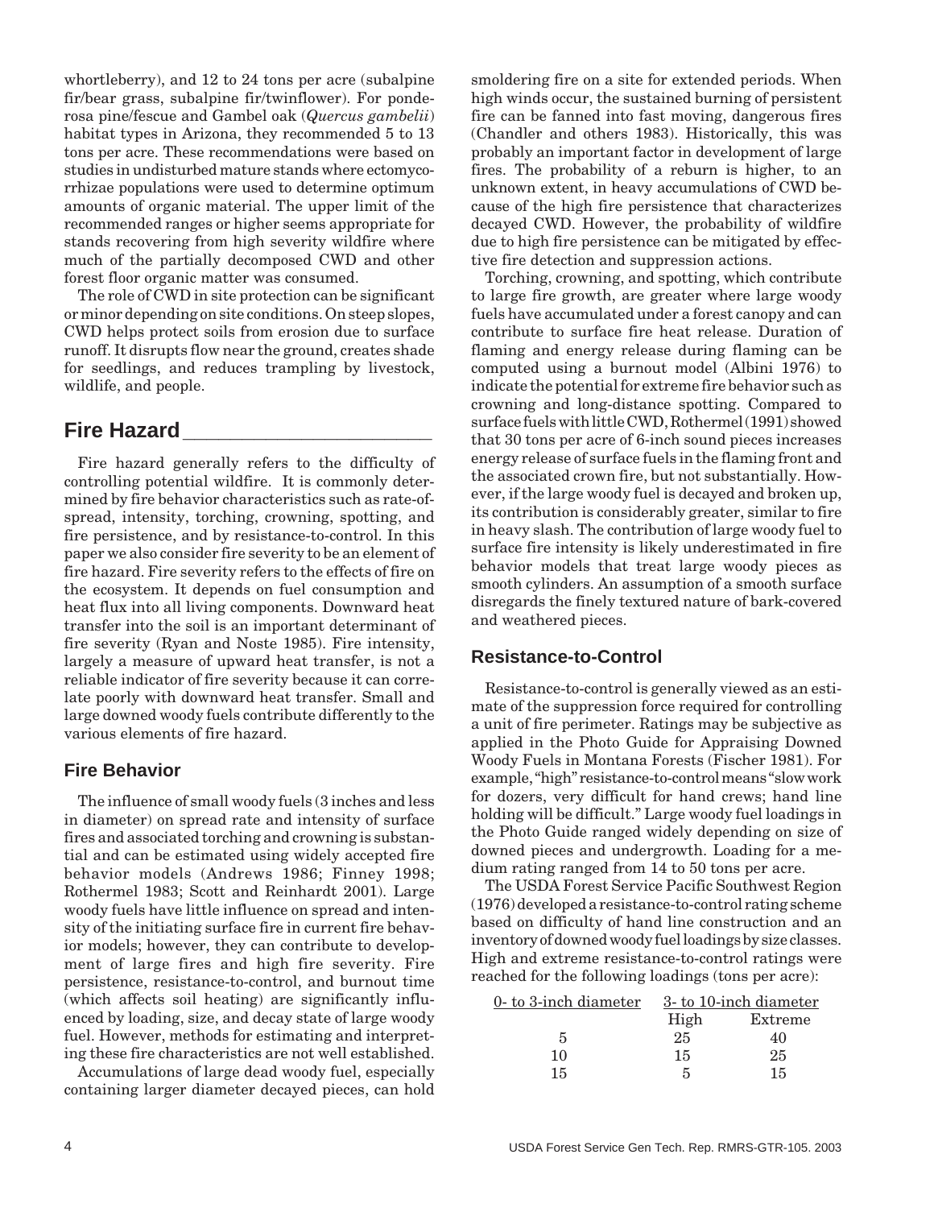whortleberry), and 12 to 24 tons per acre (subalpine fir/bear grass, subalpine fir/twinflower). For ponderosa pine/fescue and Gambel oak (*Quercus gambelii*) habitat types in Arizona, they recommended 5 to 13 tons per acre. These recommendations were based on studies in undisturbed mature stands where ectomycorrhizae populations were used to determine optimum amounts of organic material. The upper limit of the recommended ranges or higher seems appropriate for stands recovering from high severity wildfire where much of the partially decomposed CWD and other forest floor organic matter was consumed.

The role of CWD in site protection can be significant or minor depending on site conditions. On steep slopes, CWD helps protect soils from erosion due to surface runoff. It disrupts flow near the ground, creates shade for seedlings, and reduces trampling by livestock, wildlife, and people.

## Fire Hazard

Fire hazard generally refers to the difficulty of controlling potential wildfire. It is commonly determined by fire behavior characteristics such as rate-of-spread, intensity, torching, crowning, spotting, and fire persistence, and by resistance-to-control. In this paper we also consider fire severity to be an element of fire hazard. Fire severity refers to the effects of fire on the ecosystem. It depends on fuel consumption and heat flux into all living components. Downward heat transfer into the soil is an important determinant of fire severity (Ryan and Noste 1985). Fire intensity, largely a measure of upward heat transfer, is not a reliable indicator of fire severity because it can correlate poorly with downward heat transfer. Small and large downed woody fuels contribute differently to the various elements of fire hazard.

### Fire Behavior

The influence of small woody fuels (3 inches and less in diameter) on spread rate and intensity of surface fires and associated torching and crowning is substantial and can be estimated using widely accepted fire behavior models (Andrews 1986; Finney 1998; Rothermel 1983; Scott and Reinhardt 2001). Large woody fuels have little influence on spread and intensity of the initiating surface fire in current fire behavior models; however, they can contribute to development of large fires and high fire severity. Fire persistence, resistance-to-control, and burnout time (which affects soil heating) are significantly influenced by loading, size, and decay state of large woody fuel. However, methods for estimating and interpreting these fire characteristics are not well established.

Accumulations of large dead woody fuel, especially containing larger diameter decayed pieces, can hold smoldering fire on a site for extended periods. When high winds occur, the sustained burning of persistent fire can be fanned into fast moving, dangerous fires (Chandler and others 1983). Historically, this was probably an important factor in development of large fires. The probability of a reburn is higher, to an unknown extent, in heavy accumulations of CWD because of the high fire persistence that characterizes decayed CWD. However, the probability of wildfire due to high fire persistence can be mitigated by effective fire detection and suppression actions.

Torching, crowning, and spotting, which contribute to large fire growth, are greater where large woody fuels have accumulated under a forest canopy and can contribute to surface fire heat release. Duration of flaming and energy release during flaming can be computed using a burnout model (Albini 1976) to indicate the potential for extreme fire behavior such as crowning and long-distance spotting. Compared to surface fuels with little CWD, Rothermel (1991) showed that 30 tons per acre of 6-inch sound pieces increases energy release of surface fuels in the flaming front and the associated crown fire, but not substantially. However, if the large woody fuel is decayed and broken up, its contribution is considerably greater, similar to fire in heavy slash. The contribution of large woody fuel to surface fire intensity is likely underestimated in fire behavior models that treat large woody pieces as smooth cylinders. An assumption of a smooth surface disregards the finely textured nature of bark-covered and weathered pieces.

### Resistance-to-Control

Resistance-to-control is generally viewed as an estimate of the suppression force required for controlling a unit of fire perimeter. Ratings may be subjective as applied in the Photo Guide for Appraising Downed Woody Fuels in Montana Forests (Fischer 1981). For example, "high" resistance-to-control means "slow work for dozers, very difficult for hand crews; hand line holding will be difficult." Large woody fuel loadings in the Photo Guide ranged widely depending on size of downed pieces and undergrowth. Loading for a medium rating ranged from 14 to 50 tons per acre.

The USDA Forest Service Pacific Southwest Region (1976) developed a resistance-to-control rating scheme based on difficulty of hand line construction and an inventory of downed woody fuel loadings by size classes. High and extreme resistance-to-control ratings were reached for the following loadings (tons per acre):

| 0- to 3-inch diameter | 3- to 10-inch diameter | |
|---|---|---|
| | High | Extreme |
| 5 | 25 | 40 |
| 10 | 15 | 25 |
| 15 | 5 | 15 |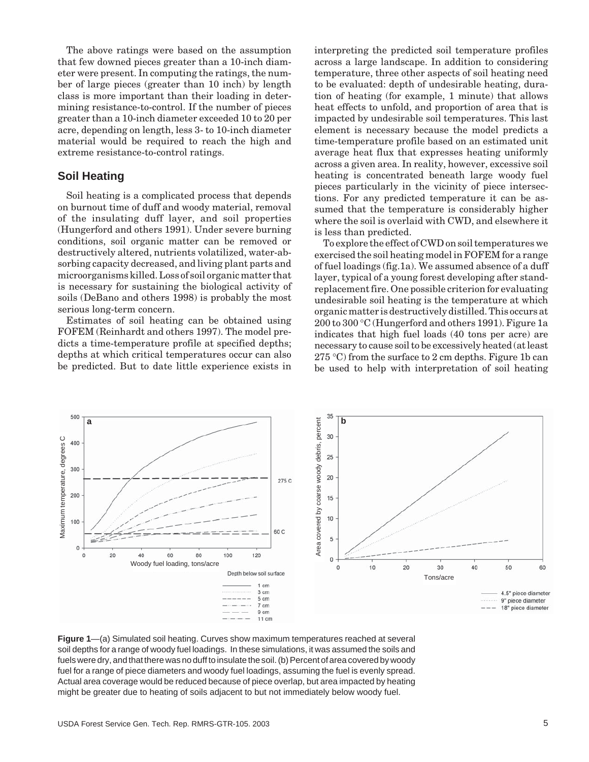The above ratings were based on the assumption that few downed pieces greater than a 10-inch diameter were present. In computing the ratings, the number of large pieces (greater than 10 inch) by length class is more important than their loading in determining resistance-to-control. If the number of pieces greater than a 10-inch diameter exceeded 10 to 20 per acre, depending on length, less 3- to 10-inch diameter material would be required to reach the high and extreme resistance-to-control ratings.

## Soil Heating

Soil heating is a complicated process that depends on burnout time of duff and woody material, removal of the insulating duff layer, and soil properties (Hungerford and others 1991). Under severe burning conditions, soil organic matter can be removed or destructively altered, nutrients volatilized, water-absorbing capacity decreased, and living plant parts and microorganisms killed. Loss of soil organic matter that is necessary for sustaining the biological activity of soils (DeBano and others 1998) is probably the most serious long-term concern.

Estimates of soil heating can be obtained using FOFEM (Reinhardt and others 1997). The model predicts a time-temperature profile at specified depths; depths at which critical temperatures occur can also be predicted. But to date little experience exists in interpreting the predicted soil temperature profiles across a large landscape. In addition to considering temperature, three other aspects of soil heating need to be evaluated: depth of undesirable heating, duration of heating (for example, 1 minute) that allows heat effects to unfold, and proportion of area that is impacted by undesirable soil temperatures. This last element is necessary because the model predicts a time-temperature profile based on an estimated unit average heat flux that expresses heating uniformly across a given area. In reality, however, excessive soil heating is concentrated beneath large woody fuel pieces particularly in the vicinity of piece intersections. For any predicted temperature it can be assumed that the temperature is considerably higher where the soil is overlaid with CWD, and elsewhere it is less than predicted.

To explore the effect of CWD on soil temperatures we exercised the soil heating model in FOFEM for a range of fuel loadings (fig.1a). We assumed absence of a duff layer, typical of a young forest developing after stand-replacement fire. One possible criterion for evaluating undesirable soil heating is the temperature at which organic matter is destructively distilled. This occurs at 200 to 300 °C (Hungerford and others 1991). Figure 1a indicates that high fuel loads (40 tons per acre) are necessary to cause soil to be excessively heated (at least 275 °C) from the surface to 2 cm depths. Figure 1b can be used to help with interpretation of soil heating

**Figure 1**—(a) Simulated soil heating. Curves show maximum temperatures reached at several soil depths for a range of woody fuel loadings. In these simulations, it was assumed the soils and fuels were dry, and that there was no duff to insulate the soil. (b) Percent of area covered by woody fuel for a range of piece diameters and woody fuel loadings, assuming the fuel is evenly spread. Actual area coverage would be reduced because of piece overlap, but area impacted by heating might be greater due to heating of soils adjacent to but not immediately below woody fuel.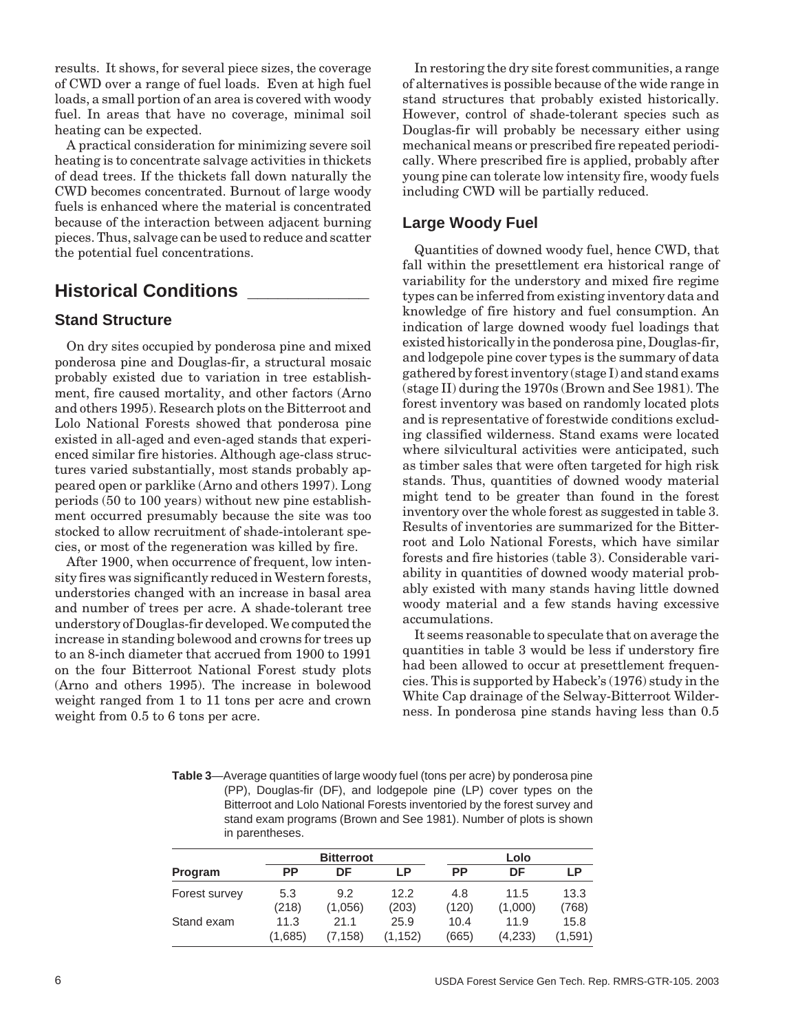results. It shows, for several piece sizes, the coverage of CWD over a range of fuel loads. Even at high fuel loads, a small portion of an area is covered with woody fuel. In areas that have no coverage, minimal soil heating can be expected.

A practical consideration for minimizing severe soil heating is to concentrate salvage activities in thickets of dead trees. If the thickets fall down naturally the CWD becomes concentrated. Burnout of large woody fuels is enhanced where the material is concentrated because of the interaction between adjacent burning pieces. Thus, salvage can be used to reduce and scatter the potential fuel concentrations.

## Historical Conditions

### Stand Structure

On dry sites occupied by ponderosa pine and mixed ponderosa pine and Douglas-fir, a structural mosaic probably existed due to variation in tree establishment, fire caused mortality, and other factors (Arno and others 1995). Research plots on the Bitterroot and Lolo National Forests showed that ponderosa pine existed in all-aged and even-aged stands that experienced similar fire histories. Although age-class structures varied substantially, most stands probably appeared open or parklike (Arno and others 1997). Long periods (50 to 100 years) without new pine establishment occurred presumably because the site was too stocked to allow recruitment of shade-intolerant species, or most of the regeneration was killed by fire.

After 1900, when occurrence of frequent, low intensity fires was significantly reduced in Western forests, understories changed with an increase in basal area and number of trees per acre. A shade-tolerant tree understory of Douglas-fir developed. We computed the increase in standing bolewood and crowns for trees up to an 8-inch diameter that accrued from 1900 to 1991 on the four Bitterroot National Forest study plots (Arno and others 1995). The increase in bolewood weight ranged from 1 to 11 tons per acre and crown weight from 0.5 to 6 tons per acre.

In restoring the dry site forest communities, a range of alternatives is possible because of the wide range in stand structures that probably existed historically. However, control of shade-tolerant species such as Douglas-fir will probably be necessary either using mechanical means or prescribed fire repeated periodically. Where prescribed fire is applied, probably after young pine can tolerate low intensity fire, woody fuels including CWD will be partially reduced.

### Large Woody Fuel

Quantities of downed woody fuel, hence CWD, that fall within the presettlement era historical range of variability for the understory and mixed fire regime types can be inferred from existing inventory data and knowledge of fire history and fuel consumption. An indication of large downed woody fuel loadings that existed historically in the ponderosa pine, Douglas-fir, and lodgepole pine cover types is the summary of data gathered by forest inventory (stage I) and stand exams (stage II) during the 1970s (Brown and See 1981). The forest inventory was based on randomly located plots and is representative of forestwide conditions excluding classified wilderness. Stand exams were located where silvicultural activities were anticipated, such as timber sales that were often targeted for high risk stands. Thus, quantities of downed woody material might tend to be greater than found in the forest inventory over the whole forest as suggested in table 3. Results of inventories are summarized for the Bitterroot and Lolo National Forests, which have similar forests and fire histories (table 3). Considerable variability in quantities of downed woody material probably existed with many stands having little downed woody material and a few stands having excessive accumulations.

It seems reasonable to speculate that on average the quantities in table 3 would be less if understory fire had been allowed to occur at presettlement frequencies. This is supported by Habeck's (1976) study in the White Cap drainage of the Selway-Bitterroot Wilderness. In ponderosa pine stands having less than 0.5

**Table 3**—Average quantities of large woody fuel (tons per acre) by ponderosa pine (PP), Douglas-fir (DF), and lodgepole pine (LP) cover types on the Bitterroot and Lolo National Forests inventoried by the forest survey and stand exam programs (Brown and See 1981). Number of plots is shown in parentheses.

| | Bitterroot | | | Lolo | | |
|---|---|---|---|---|---|---|
| Program | PP | DF | LP | PP | DF | LP |
| Forest survey | 5.3 (218) | 9.2 (1,056) | 12.2 (203) | 4.8 (120) | 11.5 (1,000) | 13.3 (768) |
| Stand exam | 11.3 (1,685) | 21.1 (7,158) | 25.9 (1,152) | 10.4 (665) | 11.9 (4,233) | 15.8 (1,591) |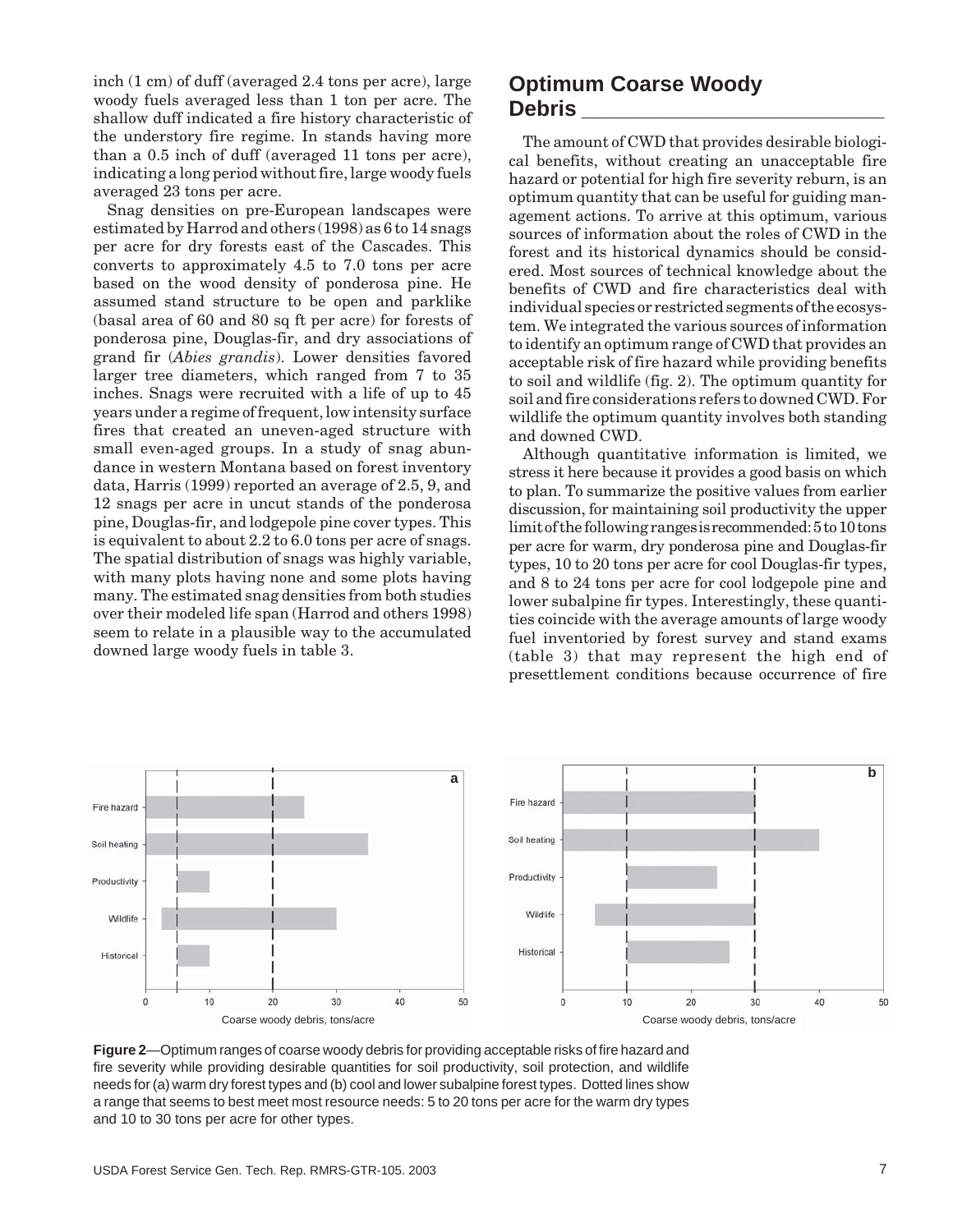inch (1 cm) of duff (averaged 2.4 tons per acre), large woody fuels averaged less than 1 ton per acre. The shallow duff indicated a fire history characteristic of the understory fire regime. In stands having more than a 0.5 inch of duff (averaged 11 tons per acre), indicating a long period without fire, large woody fuels averaged 23 tons per acre.

Snag densities on pre-European landscapes were estimated by Harrod and others (1998) as 6 to 14 snags per acre for dry forests east of the Cascades. This converts to approximately 4.5 to 7.0 tons per acre based on the wood density of ponderosa pine. He assumed stand structure to be open and parklike (basal area of 60 and 80 sq ft per acre) for forests of ponderosa pine, Douglas-fir, and dry associations of grand fir (*Abies grandis*). Lower densities favored larger tree diameters, which ranged from 7 to 35 inches. Snags were recruited with a life of up to 45 years under a regime of frequent, low intensity surface fires that created an uneven-aged structure with small even-aged groups. In a study of snag abundance in western Montana based on forest inventory data, Harris (1999) reported an average of 2.5, 9, and 12 snags per acre in uncut stands of the ponderosa pine, Douglas-fir, and lodgepole pine cover types. This is equivalent to about 2.2 to 6.0 tons per acre of snags. The spatial distribution of snags was highly variable, with many plots having none and some plots having many. The estimated snag densities from both studies over their modeled life span (Harrod and others 1998) seem to relate in a plausible way to the accumulated downed large woody fuels in table 3.

## Optimum Coarse Woody Debris

The amount of CWD that provides desirable biological benefits, without creating an unacceptable fire hazard or potential for high fire severity reburn, is an optimum quantity that can be useful for guiding management actions. To arrive at this optimum, various sources of information about the roles of CWD in the forest and its historical dynamics should be considered. Most sources of technical knowledge about the benefits of CWD and fire characteristics deal with individual species or restricted segments of the ecosystem. We integrated the various sources of information to identify an optimum range of CWD that provides an acceptable risk of fire hazard while providing benefits to soil and wildlife (fig. 2). The optimum quantity for soil and fire considerations refers to downed CWD. For wildlife the optimum quantity involves both standing and downed CWD.

Although quantitative information is limited, we stress it here because it provides a good basis on which to plan. To summarize the positive values from earlier discussion, for maintaining soil productivity the upper limit of the following ranges is recommended: 5 to 10 tons per acre for warm, dry ponderosa pine and Douglas-fir types, 10 to 20 tons per acre for cool Douglas-fir types, and 8 to 24 tons per acre for cool lodgepole pine and lower subalpine fir types. Interestingly, these quantities coincide with the average amounts of large woody fuel inventoried by forest survey and stand exams (table 3) that may represent the high end of presettlement conditions because occurrence of fire

**Figure 2**—Optimum ranges of coarse woody debris for providing acceptable risks of fire hazard and fire severity while providing desirable quantities for soil productivity, soil protection, and wildlife needs for (a) warm dry forest types and (b) cool and lower subalpine forest types. Dotted lines show a range that seems to best meet most resource needs: 5 to 20 tons per acre for the warm dry types and 10 to 30 tons per acre for other types.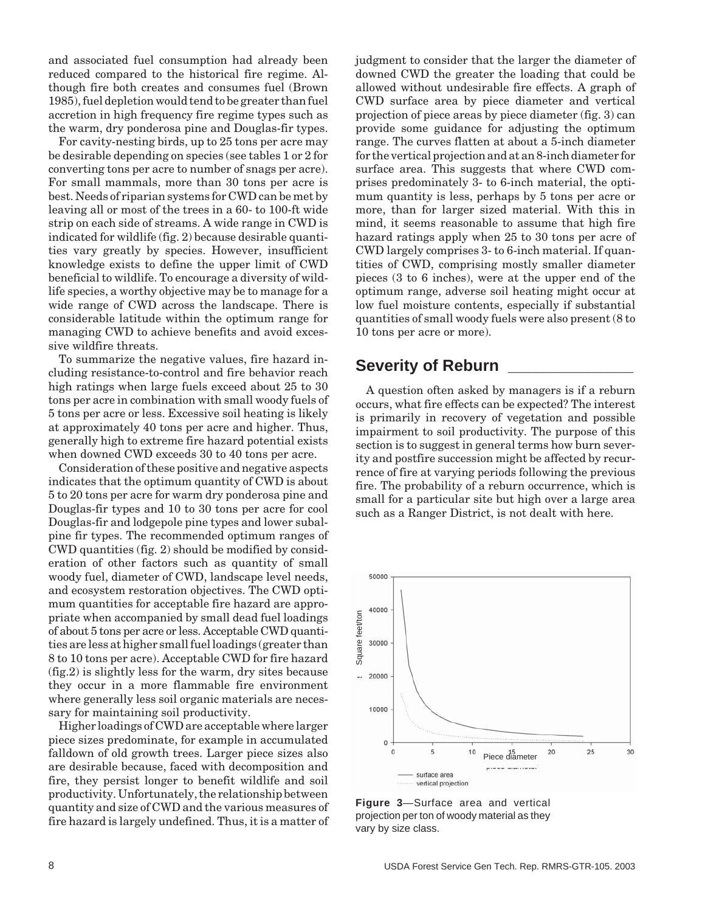and associated fuel consumption had already been reduced compared to the historical fire regime. Although fire both creates and consumes fuel (Brown 1985), fuel depletion would tend to be greater than fuel accretion in high frequency fire regime types such as the warm, dry ponderosa pine and Douglas-fir types.

For cavity-nesting birds, up to 25 tons per acre may be desirable depending on species (see tables 1 or 2 for converting tons per acre to number of snags per acre). For small mammals, more than 30 tons per acre is best. Needs of riparian systems for CWD can be met by leaving all or most of the trees in a 60- to 100-ft wide strip on each side of streams. A wide range in CWD is indicated for wildlife (fig. 2) because desirable quantities vary greatly by species. However, insufficient knowledge exists to define the upper limit of CWD beneficial to wildlife. To encourage a diversity of wildlife species, a worthy objective may be to manage for a wide range of CWD across the landscape. There is considerable latitude within the optimum range for managing CWD to achieve benefits and avoid excessive wildfire threats.

To summarize the negative values, fire hazard including resistance-to-control and fire behavior reach high ratings when large fuels exceed about 25 to 30 tons per acre in combination with small woody fuels of 5 tons per acre or less. Excessive soil heating is likely at approximately 40 tons per acre and higher. Thus, generally high to extreme fire hazard potential exists when downed CWD exceeds 30 to 40 tons per acre.

Consideration of these positive and negative aspects indicates that the optimum quantity of CWD is about 5 to 20 tons per acre for warm dry ponderosa pine and Douglas-fir types and 10 to 30 tons per acre for cool Douglas-fir and lodgepole pine types and lower subalpine fir types. The recommended optimum ranges of CWD quantities (fig. 2) should be modified by consideration of other factors such as quantity of small woody fuel, diameter of CWD, landscape level needs, and ecosystem restoration objectives. The CWD optimum quantities for acceptable fire hazard are appropriate when accompanied by small dead fuel loadings of about 5 tons per acre or less. Acceptable CWD quantities are less at higher small fuel loadings (greater than 8 to 10 tons per acre). Acceptable CWD for fire hazard (fig.2) is slightly less for the warm, dry sites because they occur in a more flammable fire environment where generally less soil organic materials are necessary for maintaining soil productivity.

Higher loadings of CWD are acceptable where larger piece sizes predominate, for example in accumulated falldown of old growth trees. Larger piece sizes also are desirable because, faced with decomposition and fire, they persist longer to benefit wildlife and soil productivity. Unfortunately, the relationship between quantity and size of CWD and the various measures of fire hazard is largely undefined. Thus, it is a matter of judgment to consider that the larger the diameter of downed CWD the greater the loading that could be allowed without undesirable fire effects. A graph of CWD surface area by piece diameter and vertical projection of piece areas by piece diameter (fig. 3) can provide some guidance for adjusting the optimum range. The curves flatten at about a 5-inch diameter for the vertical projection and at an 8-inch diameter for surface area. This suggests that where CWD comprises predominately 3- to 6-inch material, the optimum quantity is less, perhaps by 5 tons per acre or more, than for larger sized material. With this in mind, it seems reasonable to assume that high fire hazard ratings apply when 25 to 30 tons per acre of CWD largely comprises 3- to 6-inch material. If quantities of CWD, comprising mostly smaller diameter pieces (3 to 6 inches), were at the upper end of the optimum range, adverse soil heating might occur at low fuel moisture contents, especially if substantial quantities of small woody fuels were also present (8 to 10 tons per acre or more).

## Severity of Reburn

A question often asked by managers is if a reburn occurs, what fire effects can be expected? The interest is primarily in recovery of vegetation and possible impairment to soil productivity. The purpose of this section is to suggest in general terms how burn severity and postfire succession might be affected by recurrence of fire at varying periods following the previous fire. The probability of a reburn occurrence, which is small for a particular site but high over a large area such as a Ranger District, is not dealt with here.

**Figure 3**—Surface area and vertical projection per ton of woody material as they vary by size class.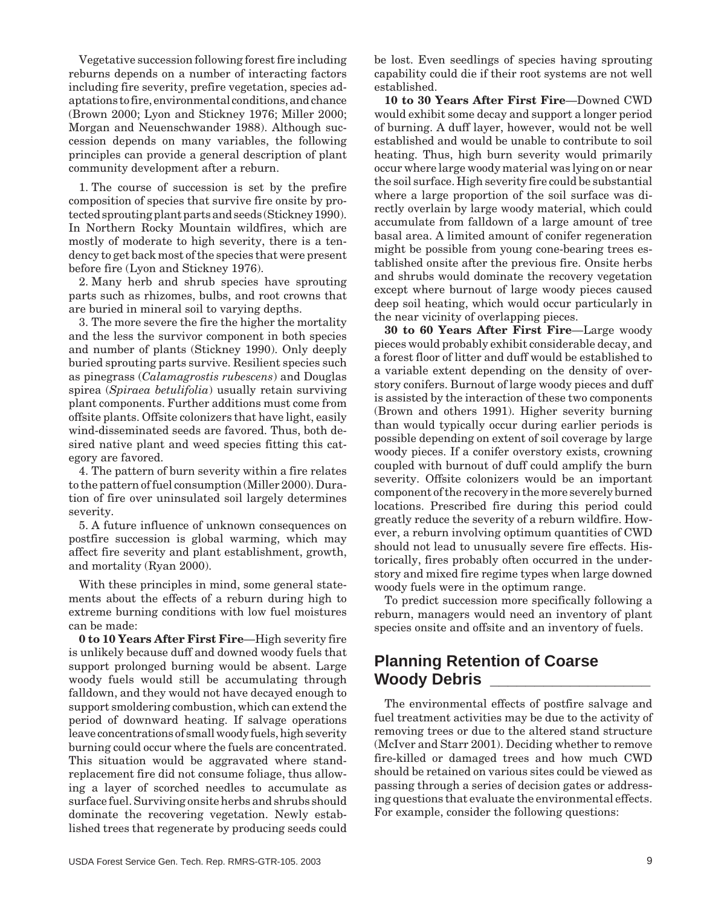Vegetative succession following forest fire including reburns depends on a number of interacting factors including fire severity, prefire vegetation, species adaptations to fire, environmental conditions, and chance (Brown 2000; Lyon and Stickney 1976; Miller 2000; Morgan and Neuenschwander 1988). Although succession depends on many variables, the following principles can provide a general description of plant community development after a reburn.

1. The course of succession is set by the prefire composition of species that survive fire onsite by protected sprouting plant parts and seeds (Stickney 1990). In Northern Rocky Mountain wildfires, which are mostly of moderate to high severity, there is a tendency to get back most of the species that were present before fire (Lyon and Stickney 1976).

2. Many herb and shrub species have sprouting parts such as rhizomes, bulbs, and root crowns that are buried in mineral soil to varying depths.

3. The more severe the fire the higher the mortality and the less the survivor component in both species and number of plants (Stickney 1990). Only deeply buried sprouting parts survive. Resilient species such as pinegrass (*Calamagrostis rubescens*) and Douglas spirea (*Spiraea betulifolia*) usually retain surviving plant components. Further additions must come from offsite plants. Offsite colonizers that have light, easily wind-disseminated seeds are favored. Thus, both desired native plant and weed species fitting this category are favored.

4. The pattern of burn severity within a fire relates to the pattern of fuel consumption (Miller 2000). Duration of fire over uninsulated soil largely determines severity.

5. A future influence of unknown consequences on postfire succession is global warming, which may affect fire severity and plant establishment, growth, and mortality (Ryan 2000).

With these principles in mind, some general statements about the effects of a reburn during high to extreme burning conditions with low fuel moistures can be made:

**0 to 10 Years After First Fire**—High severity fire is unlikely because duff and downed woody fuels that support prolonged burning would be absent. Large woody fuels would still be accumulating through falldown, and they would not have decayed enough to support smoldering combustion, which can extend the period of downward heating. If salvage operations leave concentrations of small woody fuels, high severity burning could occur where the fuels are concentrated. This situation would be aggravated where stand-replacement fire did not consume foliage, thus allowing a layer of scorched needles to accumulate as surface fuel. Surviving onsite herbs and shrubs should dominate the recovering vegetation. Newly established trees that regenerate by producing seeds could be lost. Even seedlings of species having sprouting capability could die if their root systems are not well established.

**10 to 30 Years After First Fire**—Downed CWD would exhibit some decay and support a longer period of burning. A duff layer, however, would not be well established and would be unable to contribute to soil heating. Thus, high burn severity would primarily occur where large woody material was lying on or near the soil surface. High severity fire could be substantial where a large proportion of the soil surface was directly overlain by large woody material, which could accumulate from falldown of a large amount of tree basal area. A limited amount of conifer regeneration might be possible from young cone-bearing trees established onsite after the previous fire. Onsite herbs and shrubs would dominate the recovery vegetation except where burnout of large woody pieces caused deep soil heating, which would occur particularly in the near vicinity of overlapping pieces.

**30 to 60 Years After First Fire**—Large woody pieces would probably exhibit considerable decay, and a forest floor of litter and duff would be established to a variable extent depending on the density of overstory conifers. Burnout of large woody pieces and duff is assisted by the interaction of these two components (Brown and others 1991). Higher severity burning than would typically occur during earlier periods is possible depending on extent of soil coverage by large woody pieces. If a conifer overstory exists, crowning coupled with burnout of duff could amplify the burn severity. Offsite colonizers would be an important component of the recovery in the more severely burned locations. Prescribed fire during this period could greatly reduce the severity of a reburn wildfire. However, a reburn involving optimum quantities of CWD should not lead to unusually severe fire effects. Historically, fires probably often occurred in the understory and mixed fire regime types when large downed woody fuels were in the optimum range.

To predict succession more specifically following a reburn, managers would need an inventory of plant species onsite and offsite and an inventory of fuels.

## Planning Retention of Coarse Woody Debris

The environmental effects of postfire salvage and fuel treatment activities may be due to the activity of removing trees or due to the altered stand structure (McIver and Starr 2001). Deciding whether to remove fire-killed or damaged trees and how much CWD should be retained on various sites could be viewed as passing through a series of decision gates or addressing questions that evaluate the environmental effects. For example, consider the following questions: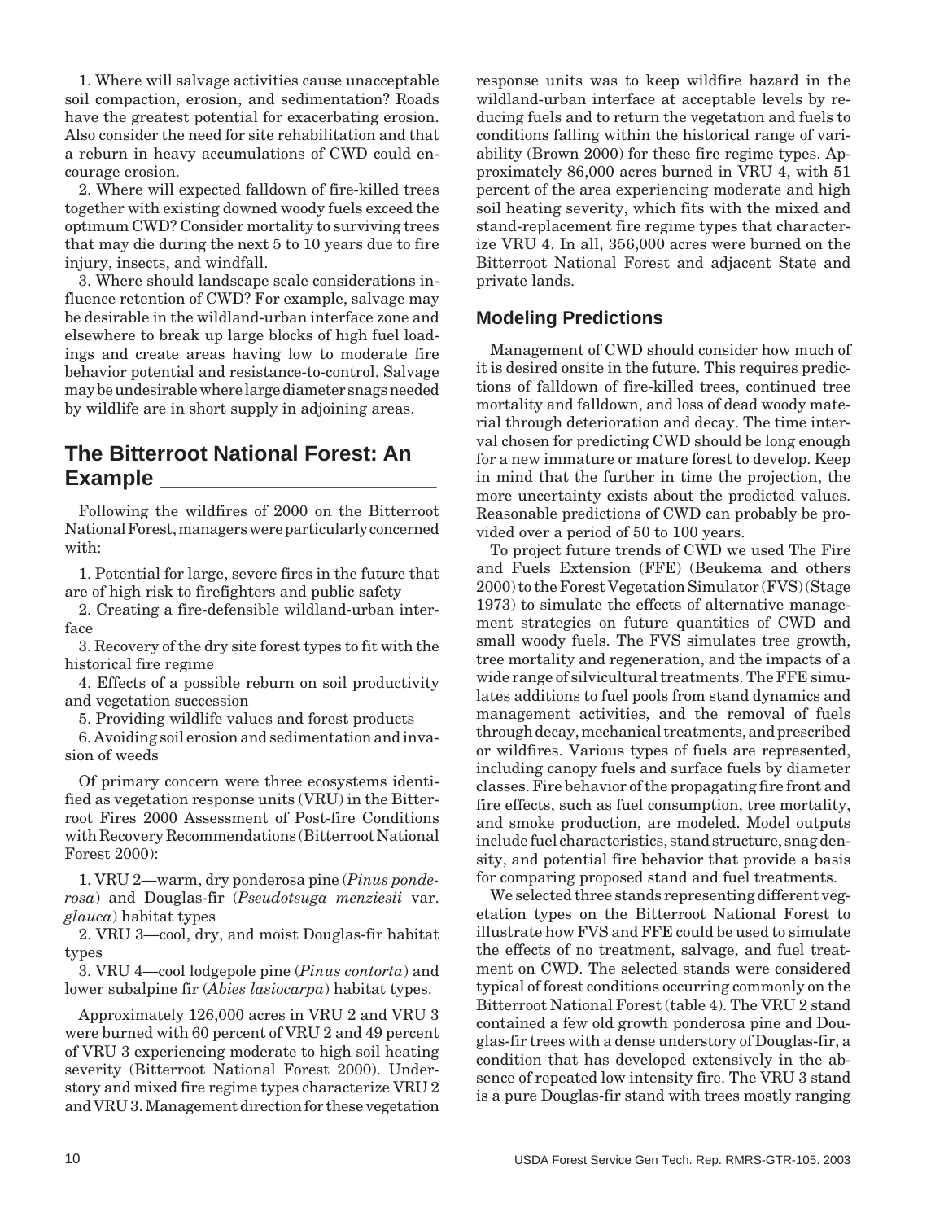1. Where will salvage activities cause unacceptable soil compaction, erosion, and sedimentation? Roads have the greatest potential for exacerbating erosion. Also consider the need for site rehabilitation and that a reburn in heavy accumulations of CWD could encourage erosion.

2. Where will expected falldown of fire-killed trees together with existing downed woody fuels exceed the optimum CWD? Consider mortality to surviving trees that may die during the next 5 to 10 years due to fire injury, insects, and windfall.

3. Where should landscape scale considerations influence retention of CWD? For example, salvage may be desirable in the wildland-urban interface zone and elsewhere to break up large blocks of high fuel loadings and create areas having low to moderate fire behavior potential and resistance-to-control. Salvage may be undesirable where large diameter snags needed by wildlife are in short supply in adjoining areas.

## The Bitterroot National Forest: An Example

Following the wildfires of 2000 on the Bitterroot National Forest, managers were particularly concerned with:

1. Potential for large, severe fires in the future that are of high risk to firefighters and public safety
2. Creating a fire-defensible wildland-urban interface
3. Recovery of the dry site forest types to fit with the historical fire regime
4. Effects of a possible reburn on soil productivity and vegetation succession
5. Providing wildlife values and forest products
6. Avoiding soil erosion and sedimentation and invasion of weeds

Of primary concern were three ecosystems identified as vegetation response units (VRU) in the Bitterroot Fires 2000 Assessment of Post-fire Conditions with Recovery Recommendations (Bitterroot National Forest 2000):

1. VRU 2—warm, dry ponderosa pine (*Pinus ponderosa*) and Douglas-fir (*Pseudotsuga menziesii* var. *glauca*) habitat types
2. VRU 3—cool, dry, and moist Douglas-fir habitat types
3. VRU 4—cool lodgepole pine (*Pinus contorta*) and lower subalpine fir (*Abies lasiocarpa*) habitat types.

Approximately 126,000 acres in VRU 2 and VRU 3 were burned with 60 percent of VRU 2 and 49 percent of VRU 3 experiencing moderate to high soil heating severity (Bitterroot National Forest 2000). Understory and mixed fire regime types characterize VRU 2 and VRU 3. Management direction for these vegetation response units was to keep wildfire hazard in the wildland-urban interface at acceptable levels by reducing fuels and to return the vegetation and fuels to conditions falling within the historical range of variability (Brown 2000) for these fire regime types. Approximately 86,000 acres burned in VRU 4, with 51 percent of the area experiencing moderate and high soil heating severity, which fits with the mixed and stand-replacement fire regime types that characterize VRU 4. In all, 356,000 acres were burned on the Bitterroot National Forest and adjacent State and private lands.

### Modeling Predictions

Management of CWD should consider how much of it is desired onsite in the future. This requires predictions of falldown of fire-killed trees, continued tree mortality and falldown, and loss of dead woody material through deterioration and decay. The time interval chosen for predicting CWD should be long enough for a new immature or mature forest to develop. Keep in mind that the further in time the projection, the more uncertainty exists about the predicted values. Reasonable predictions of CWD can probably be provided over a period of 50 to 100 years.

To project future trends of CWD we used The Fire and Fuels Extension (FFE) (Beukema and others 2000) to the Forest Vegetation Simulator (FVS) (Stage 1973) to simulate the effects of alternative management strategies on future quantities of CWD and small woody fuels. The FVS simulates tree growth, tree mortality and regeneration, and the impacts of a wide range of silvicultural treatments. The FFE simulates additions to fuel pools from stand dynamics and management activities, and the removal of fuels through decay, mechanical treatments, and prescribed or wildfires. Various types of fuels are represented, including canopy fuels and surface fuels by diameter classes. Fire behavior of the propagating fire front and fire effects, such as fuel consumption, tree mortality, and smoke production, are modeled. Model outputs include fuel characteristics, stand structure, snag density, and potential fire behavior that provide a basis for comparing proposed stand and fuel treatments.

We selected three stands representing different vegetation types on the Bitterroot National Forest to illustrate how FVS and FFE could be used to simulate the effects of no treatment, salvage, and fuel treatment on CWD. The selected stands were considered typical of forest conditions occurring commonly on the Bitterroot National Forest (table 4). The VRU 2 stand contained a few old growth ponderosa pine and Douglas-fir trees with a dense understory of Douglas-fir, a condition that has developed extensively in the absence of repeated low intensity fire. The VRU 3 stand is a pure Douglas-fir stand with trees mostly ranging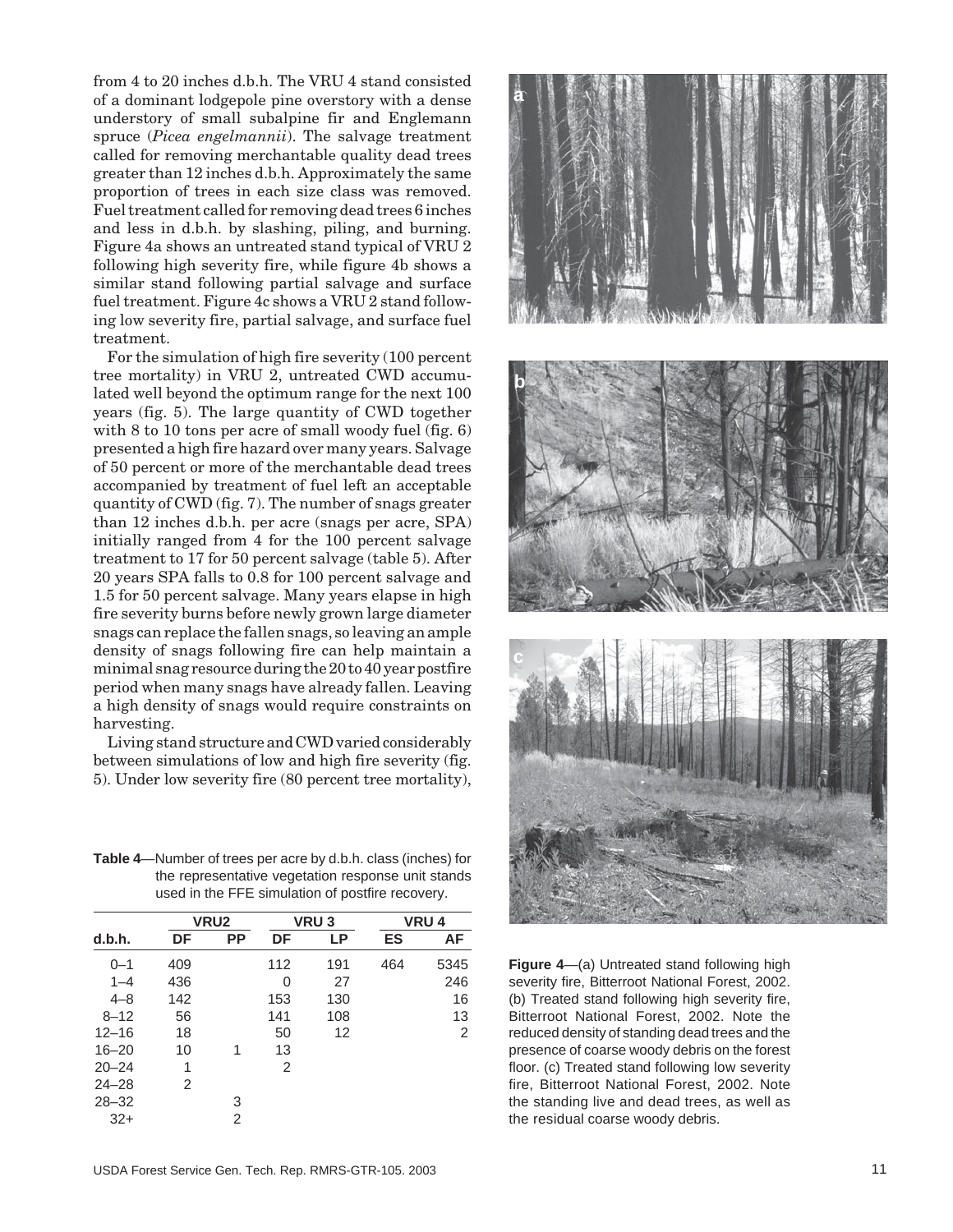from 4 to 20 inches d.b.h. The VRU 4 stand consisted of a dominant lodgepole pine overstory with a dense understory of small subalpine fir and Englemann spruce (*Picea engelmannii*). The salvage treatment called for removing merchantable quality dead trees greater than 12 inches d.b.h. Approximately the same proportion of trees in each size class was removed. Fuel treatment called for removing dead trees 6 inches and less in d.b.h. by slashing, piling, and burning. Figure 4a shows an untreated stand typical of VRU 2 following high severity fire, while figure 4b shows a similar stand following partial salvage and surface fuel treatment. Figure 4c shows a VRU 2 stand following low severity fire, partial salvage, and surface fuel treatment.

For the simulation of high fire severity (100 percent tree mortality) in VRU 2, untreated CWD accumulated well beyond the optimum range for the next 100 years (fig. 5). The large quantity of CWD together with 8 to 10 tons per acre of small woody fuel (fig. 6) presented a high fire hazard over many years. Salvage of 50 percent or more of the merchantable dead trees accompanied by treatment of fuel left an acceptable quantity of CWD (fig. 7). The number of snags greater than 12 inches d.b.h. per acre (snags per acre, SPA) initially ranged from 4 for the 100 percent salvage treatment to 17 for 50 percent salvage (table 5). After 20 years SPA falls to 0.8 for 100 percent salvage and 1.5 for 50 percent salvage. Many years elapse in high fire severity burns before newly grown large diameter snags can replace the fallen snags, so leaving an ample density of snags following fire can help maintain a minimal snag resource during the 20 to 40 year postfire period when many snags have already fallen. Leaving a high density of snags would require constraints on harvesting.

Living stand structure and CWD varied considerably between simulations of low and high fire severity (fig. 5). Under low severity fire (80 percent tree mortality),

**Table 4**—Number of trees per acre by d.b.h. class (inches) for the representative vegetation response unit stands used in the FFE simulation of postfire recovery.

| | VRU2 | | VRU 3 | | VRU 4 | |
|---|---|---|---|---|---|---|
| **d.b.h.** | **DF** | **PP** | **DF** | **LP** | **ES** | **AF** |
| 0–1 | 409 | | 112 | 191 | 464 | 5345 |
| 1–4 | 436 | | 0 | 27 | | 246 |
| 4–8 | 142 | | 153 | 130 | | 16 |
| 8–12 | 56 | | 141 | 108 | | 13 |
| 12–16 | 18 | | 50 | 12 | | 2 |
| 16–20 | 10 | 1 | 13 | | | |
| 20–24 | 1 | | 2 | | | |
| 24–28 | 2 | | | | | |
| 28–32 | | 3 | | | | |
| 32+ | | 2 | | | | |

**Figure 4**—(a) Untreated stand following high severity fire, Bitterroot National Forest, 2002. (b) Treated stand following high severity fire, Bitterroot National Forest, 2002. Note the reduced density of standing dead trees and the presence of coarse woody debris on the forest floor. (c) Treated stand following low severity fire, Bitterroot National Forest, 2002. Note the standing live and dead trees, as well as the residual coarse woody debris.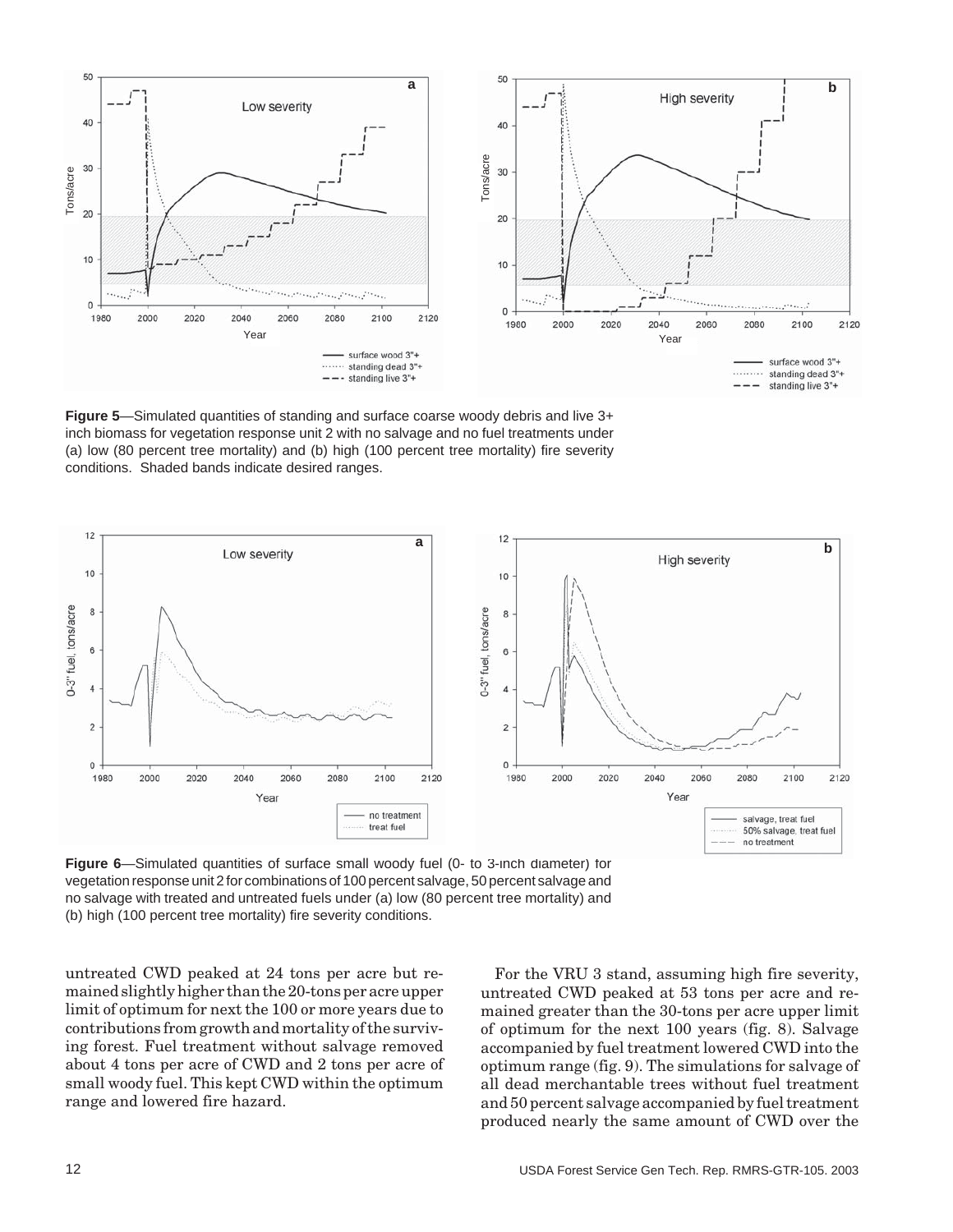**Figure 5**—Simulated quantities of standing and surface coarse woody debris and live 3+ inch biomass for vegetation response unit 2 with no salvage and no fuel treatments under (a) low (80 percent tree mortality) and (b) high (100 percent tree mortality) fire severity conditions. Shaded bands indicate desired ranges.

**Figure 6**—Simulated quantities of surface small woody fuel (0- to 3-inch diameter) for vegetation response unit 2 for combinations of 100 percent salvage, 50 percent salvage and no salvage with treated and untreated fuels under (a) low (80 percent tree mortality) and (b) high (100 percent tree mortality) fire severity conditions.

untreated CWD peaked at 24 tons per acre but remained slightly higher than the 20-tons per acre upper limit of optimum for next the 100 or more years due to contributions from growth and mortality of the surviving forest. Fuel treatment without salvage removed about 4 tons per acre of CWD and 2 tons per acre of small woody fuel. This kept CWD within the optimum range and lowered fire hazard.

For the VRU 3 stand, assuming high fire severity, untreated CWD peaked at 53 tons per acre and remained greater than the 30-tons per acre upper limit of optimum for the next 100 years (fig. 8). Salvage accompanied by fuel treatment lowered CWD into the optimum range (fig. 9). The simulations for salvage of all dead merchantable trees without fuel treatment and 50 percent salvage accompanied by fuel treatment produced nearly the same amount of CWD over the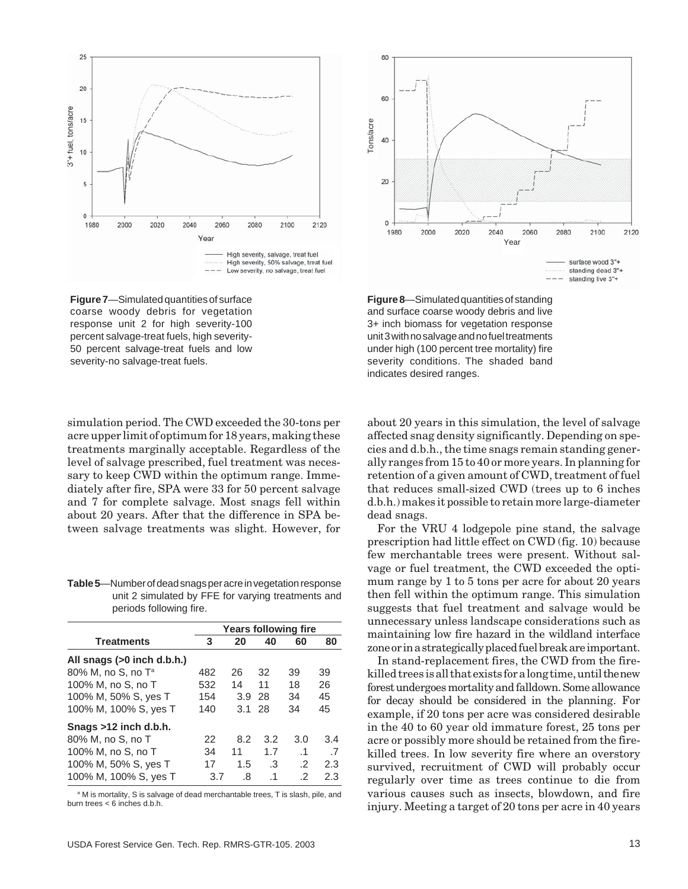**Figure 7**—Simulated quantities of surface coarse woody debris for vegetation response unit 2 for high severity-100 percent salvage-treat fuels, high severity-50 percent salvage-treat fuels and low severity-no salvage-treat fuels.

**Figure 8**—Simulated quantities of standing and surface coarse woody debris and live 3+ inch biomass for vegetation response unit 3 with no salvage and no fuel treatments under high (100 percent tree mortality) fire severity conditions. The shaded band indicates desired ranges.

simulation period. The CWD exceeded the 30-tons per acre upper limit of optimum for 18 years, making these treatments marginally acceptable. Regardless of the level of salvage prescribed, fuel treatment was necessary to keep CWD within the optimum range. Immediately after fire, SPA were 33 for 50 percent salvage and 7 for complete salvage. Most snags fell within about 20 years. After that the difference in SPA between salvage treatments was slight. However, for about 20 years in this simulation, the level of salvage affected snag density significantly. Depending on species and d.b.h., the time snags remain standing generally ranges from 15 to 40 or more years. In planning for retention of a given amount of CWD, treatment of fuel that reduces small-sized CWD (trees up to 6 inches d.b.h.) makes it possible to retain more large-diameter dead snags.

**Table 5**—Number of dead snags per acre in vegetation response unit 2 simulated by FFE for varying treatments and periods following fire.

| | Years following fire | | | | |
|---|---|---|---|---|---|
| **Treatments** | **3** | **20** | **40** | **60** | **80** |
| **All snags (>0 inch d.b.h.)** | | | | | |
| 80% M, no S, no T[a] | 482 | 26 | 32 | 39 | 39 |
| 100% M, no S, no T | 532 | 14 | 11 | 18 | 26 |
| 100% M, 50% S, yes T | 154 | 3.9 | 28 | 34 | 45 |
| 100% M, 100% S, yes T | 140 | 3.1 | 28 | 34 | 45 |
| **Snags >12 inch d.b.h.** | | | | | |
| 80% M, no S, no T | 22 | 8.2 | 3.2 | 3.0 | 3.4 |
| 100% M, no S, no T | 34 | 11 | 1.7 | .1 | .7 |
| 100% M, 50% S, yes T | 17 | 1.5 | .3 | .2 | 2.3 |
| 100% M, 100% S, yes T | 3.7 | .8 | .1 | .2 | 2.3 |

[a] M is mortality, S is salvage of dead merchantable trees, T is slash, pile, and burn trees < 6 inches d.b.h.

For the VRU 4 lodgepole pine stand, the salvage prescription had little effect on CWD (fig. 10) because few merchantable trees were present. Without salvage or fuel treatment, the CWD exceeded the optimum range by 1 to 5 tons per acre for about 20 years then fell within the optimum range. This simulation suggests that fuel treatment and salvage would be unnecessary unless landscape considerations such as maintaining low fire hazard in the wildland interface zone or in a strategically placed fuel break are important.

In stand-replacement fires, the CWD from the fire-killed trees is all that exists for a long time, until the new forest undergoes mortality and falldown. Some allowance for decay should be considered in the planning. For example, if 20 tons per acre was considered desirable in the 40 to 60 year old immature forest, 25 tons per acre or possibly more should be retained from the fire-killed trees. In low severity fire where an overstory survived, recruitment of CWD will probably occur regularly over time as trees continue to die from various causes such as insects, blowdown, and fire injury. Meeting a target of 20 tons per acre in 40 years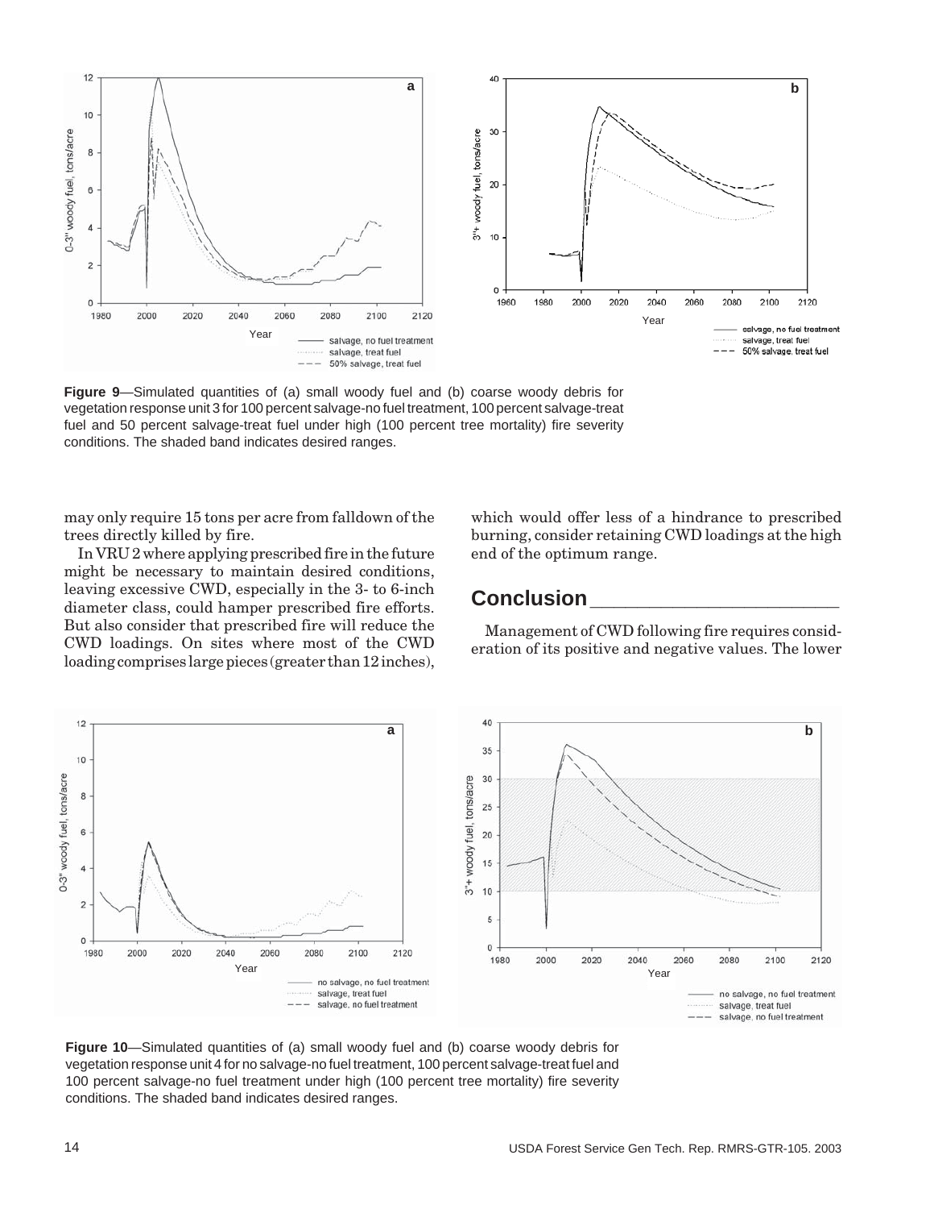**Figure 9**—Simulated quantities of (a) small woody fuel and (b) coarse woody debris for vegetation response unit 3 for 100 percent salvage-no fuel treatment, 100 percent salvage-treat fuel and 50 percent salvage-treat fuel under high (100 percent tree mortality) fire severity conditions. The shaded band indicates desired ranges.

may only require 15 tons per acre from falldown of the trees directly killed by fire.

In VRU 2 where applying prescribed fire in the future might be necessary to maintain desired conditions, leaving excessive CWD, especially in the 3- to 6-inch diameter class, could hamper prescribed fire efforts. But also consider that prescribed fire will reduce the CWD loadings. On sites where most of the CWD loading comprises large pieces (greater than 12 inches), which would offer less of a hindrance to prescribed burning, consider retaining CWD loadings at the high end of the optimum range.

## Conclusion

Management of CWD following fire requires consideration of its positive and negative values. The lower

**Figure 10**—Simulated quantities of (a) small woody fuel and (b) coarse woody debris for vegetation response unit 4 for no salvage-no fuel treatment, 100 percent salvage-treat fuel and 100 percent salvage-no fuel treatment under high (100 percent tree mortality) fire severity conditions. The shaded band indicates desired ranges.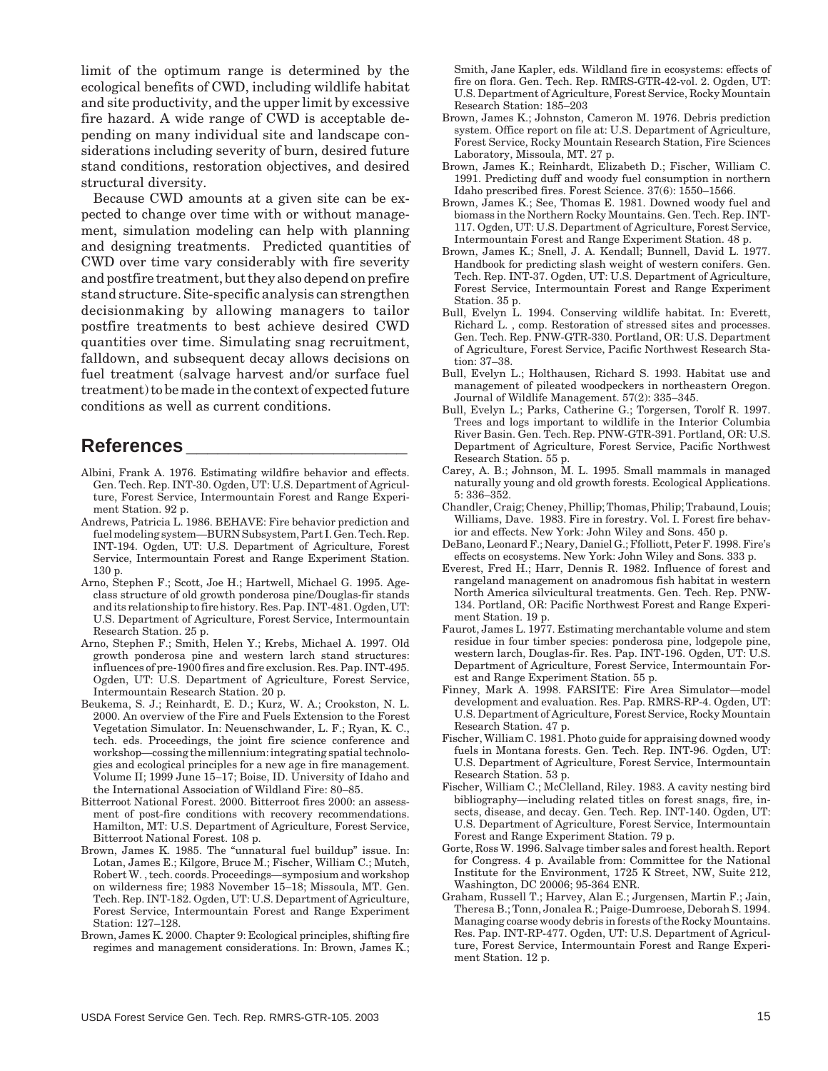limit of the optimum range is determined by the ecological benefits of CWD, including wildlife habitat and site productivity, and the upper limit by excessive fire hazard. A wide range of CWD is acceptable depending on many individual site and landscape considerations including severity of burn, desired future stand conditions, restoration objectives, and desired structural diversity.

Because CWD amounts at a given site can be expected to change over time with or without management, simulation modeling can help with planning and designing treatments. Predicted quantities of CWD over time vary considerably with fire severity and postfire treatment, but they also depend on prefire stand structure. Site-specific analysis can strengthen decisionmaking by allowing managers to tailor postfire treatments to best achieve desired CWD quantities over time. Simulating snag recruitment, falldown, and subsequent decay allows decisions on fuel treatment (salvage harvest and/or surface fuel treatment) to be made in the context of expected future conditions as well as current conditions.

## References

Albini, Frank A. 1976. Estimating wildfire behavior and effects. Gen. Tech. Rep. INT-30. Ogden, UT: U.S. Department of Agriculture, Forest Service, Intermountain Forest and Range Experiment Station. 92 p.

Andrews, Patricia L. 1986. BEHAVE: Fire behavior prediction and fuel modeling system—BURN Subsystem, Part I. Gen. Tech. Rep. INT-194. Ogden, UT: U.S. Department of Agriculture, Forest Service, Intermountain Forest and Range Experiment Station. 130 p.

Arno, Stephen F.; Scott, Joe H.; Hartwell, Michael G. 1995. Age-class structure of old growth ponderosa pine/Douglas-fir stands and its relationship to fire history. Res. Pap. INT-481. Ogden, UT: U.S. Department of Agriculture, Forest Service, Intermountain Research Station. 25 p.

Arno, Stephen F.; Smith, Helen Y.; Krebs, Michael A. 1997. Old growth ponderosa pine and western larch stand structures: influences of pre-1900 fires and fire exclusion. Res. Pap. INT-495. Ogden, UT: U.S. Department of Agriculture, Forest Service, Intermountain Research Station. 20 p.

Beukema, S. J.; Reinhardt, E. D.; Kurz, W. A.; Crookston, N. L. 2000. An overview of the Fire and Fuels Extension to the Forest Vegetation Simulator. In: Neuenschwander, L. F.; Ryan, K. C., tech. eds. Proceedings, the joint fire science conference and workshop—cossing the millennium: integrating spatial technologies and ecological principles for a new age in fire management. Volume II; 1999 June 15–17; Boise, ID. University of Idaho and the International Association of Wildland Fire: 80–85.

Bitterroot National Forest. 2000. Bitterroot fires 2000: an assessment of post-fire conditions with recovery recommendations. Hamilton, MT: U.S. Department of Agriculture, Forest Service, Bitterroot National Forest. 108 p.

Brown, James K. 1985. The "unnatural fuel buildup" issue. In: Lotan, James E.; Kilgore, Bruce M.; Fischer, William C.; Mutch, Robert W. , tech. coords. Proceedings—symposium and workshop on wilderness fire; 1983 November 15–18; Missoula, MT. Gen. Tech. Rep. INT-182. Ogden, UT: U.S. Department of Agriculture, Forest Service, Intermountain Forest and Range Experiment Station: 127–128.

Brown, James K. 2000. Chapter 9: Ecological principles, shifting fire regimes and management considerations. In: Brown, James K.; Smith, Jane Kapler, eds. Wildland fire in ecosystems: effects of fire on flora. Gen. Tech. Rep. RMRS-GTR-42-vol. 2. Ogden, UT: U.S. Department of Agriculture, Forest Service, Rocky Mountain Research Station: 185–203

Brown, James K.; Johnston, Cameron M. 1976. Debris prediction system. Office report on file at: U.S. Department of Agriculture, Forest Service, Rocky Mountain Research Station, Fire Sciences Laboratory, Missoula, MT. 27 p.

Brown, James K.; Reinhardt, Elizabeth D.; Fischer, William C. 1991. Predicting duff and woody fuel consumption in northern Idaho prescribed fires. Forest Science. 37(6): 1550–1566.

Brown, James K.; See, Thomas E. 1981. Downed woody fuel and biomass in the Northern Rocky Mountains. Gen. Tech. Rep. INT-117. Ogden, UT: U.S. Department of Agriculture, Forest Service, Intermountain Forest and Range Experiment Station. 48 p.

Brown, James K.; Snell, J. A. Kendall; Bunnell, David L. 1977. Handbook for predicting slash weight of western conifers. Gen. Tech. Rep. INT-37. Ogden, UT: U.S. Department of Agriculture, Forest Service, Intermountain Forest and Range Experiment Station. 35 p.

Bull, Evelyn L. 1994. Conserving wildlife habitat. In: Everett, Richard L. , comp. Restoration of stressed sites and processes. Gen. Tech. Rep. PNW-GTR-330. Portland, OR: U.S. Department of Agriculture, Forest Service, Pacific Northwest Research Station: 37–38.

Bull, Evelyn L.; Holthausen, Richard S. 1993. Habitat use and management of pileated woodpeckers in northeastern Oregon. Journal of Wildlife Management. 57(2): 335–345.

Bull, Evelyn L.; Parks, Catherine G.; Torgersen, Torolf R. 1997. Trees and logs important to wildlife in the Interior Columbia River Basin. Gen. Tech. Rep. PNW-GTR-391. Portland, OR: U.S. Department of Agriculture, Forest Service, Pacific Northwest Research Station. 55 p.

Carey, A. B.; Johnson, M. L. 1995. Small mammals in managed naturally young and old growth forests. Ecological Applications. 5: 336–352.

Chandler, Craig; Cheney, Phillip; Thomas, Philip; Trabaund, Louis; Williams, Dave. 1983. Fire in forestry. Vol. I. Forest fire behavior and effects. New York: John Wiley and Sons. 450 p.

DeBano, Leonard F.; Neary, Daniel G.; Ffolliott, Peter F. 1998. Fire's effects on ecosystems. New York: John Wiley and Sons. 333 p.

Everest, Fred H.; Harr, Dennis R. 1982. Influence of forest and rangeland management on anadromous fish habitat in western North America silvicultural treatments. Gen. Tech. Rep. PNW-134. Portland, OR: Pacific Northwest Forest and Range Experiment Station. 19 p.

Faurot, James L. 1977. Estimating merchantable volume and stem residue in four timber species: ponderosa pine, lodgepole pine, western larch, Douglas-fir. Res. Pap. INT-196. Ogden, UT: U.S. Department of Agriculture, Forest Service, Intermountain Forest and Range Experiment Station. 55 p.

Finney, Mark A. 1998. FARSITE: Fire Area Simulator—model development and evaluation. Res. Pap. RMRS-RP-4. Ogden, UT: U.S. Department of Agriculture, Forest Service, Rocky Mountain Research Station. 47 p.

Fischer, William C. 1981. Photo guide for appraising downed woody fuels in Montana forests. Gen. Tech. Rep. INT-96. Ogden, UT: U.S. Department of Agriculture, Forest Service, Intermountain Research Station. 53 p.

Fischer, William C.; McClelland, Riley. 1983. A cavity nesting bird bibliography—including related titles on forest snags, fire, insects, disease, and decay. Gen. Tech. Rep. INT-140. Ogden, UT: U.S. Department of Agriculture, Forest Service, Intermountain Forest and Range Experiment Station. 79 p.

Gorte, Ross W. 1996. Salvage timber sales and forest health. Report for Congress. 4 p. Available from: Committee for the National Institute for the Environment, 1725 K Street, NW, Suite 212, Washington, DC 20006; 95-364 ENR.

Graham, Russell T.; Harvey, Alan E.; Jurgensen, Martin F.; Jain, Theresa B.; Tonn, Jonalea R.; Paige-Dumroese, Deborah S. 1994. Managing coarse woody debris in forests of the Rocky Mountains. Res. Pap. INT-RP-477. Ogden, UT: U.S. Department of Agriculture, Forest Service, Intermountain Forest and Range Experiment Station. 12 p.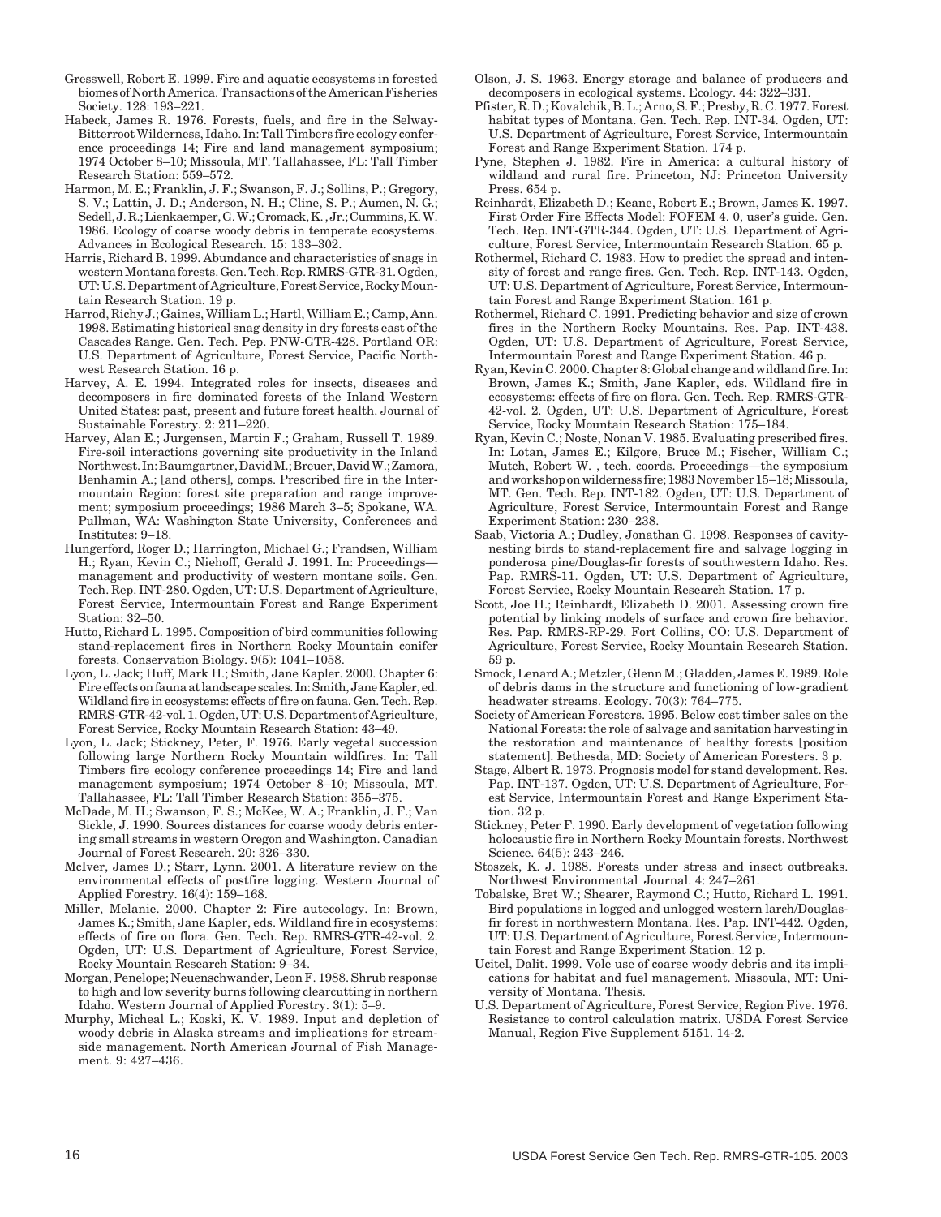Gresswell, Robert E. 1999. Fire and aquatic ecosystems in forested biomes of North America. Transactions of the American Fisheries Society. 128: 193–221.

Habeck, James R. 1976. Forests, fuels, and fire in the Selway-Bitterroot Wilderness, Idaho. In: Tall Timbers fire ecology conference proceedings 14; Fire and land management symposium; 1974 October 8–10; Missoula, MT. Tallahassee, FL: Tall Timber Research Station: 559–572.

Harmon, M. E.; Franklin, J. F.; Swanson, F. J.; Sollins, P.; Gregory, S. V.; Lattin, J. D.; Anderson, N. H.; Cline, S. P.; Aumen, N. G.; Sedell, J. R.; Lienkaemper, G. W.; Cromack, K. , Jr.; Cummins, K. W. 1986. Ecology of coarse woody debris in temperate ecosystems. Advances in Ecological Research. 15: 133–302.

Harris, Richard B. 1999. Abundance and characteristics of snags in western Montana forests. Gen. Tech. Rep. RMRS-GTR-31. Ogden, UT: U.S. Department of Agriculture, Forest Service, Rocky Mountain Research Station. 19 p.

Harrod, Richy J.; Gaines, William L.; Hartl, William E.; Camp, Ann. 1998. Estimating historical snag density in dry forests east of the Cascades Range. Gen. Tech. Pep. PNW-GTR-428. Portland OR: U.S. Department of Agriculture, Forest Service, Pacific Northwest Research Station. 16 p.

Harvey, A. E. 1994. Integrated roles for insects, diseases and decomposers in fire dominated forests of the Inland Western United States: past, present and future forest health. Journal of Sustainable Forestry. 2: 211–220.

Harvey, Alan E.; Jurgensen, Martin F.; Graham, Russell T. 1989. Fire-soil interactions governing site productivity in the Inland Northwest. In: Baumgartner, David M.; Breuer, David W.; Zamora, Benhamin A.; [and others], comps. Prescribed fire in the Intermountain Region: forest site preparation and range improvement; symposium proceedings; 1986 March 3–5; Spokane, WA. Pullman, WA: Washington State University, Conferences and Institutes: 9–18.

Hungerford, Roger D.; Harrington, Michael G.; Frandsen, William H.; Ryan, Kevin C.; Niehoff, Gerald J. 1991. In: Proceedings—management and productivity of western montane soils. Gen. Tech. Rep. INT-280. Ogden, UT: U.S. Department of Agriculture, Forest Service, Intermountain Forest and Range Experiment Station: 32–50.

Hutto, Richard L. 1995. Composition of bird communities following stand-replacement fires in Northern Rocky Mountain conifer forests. Conservation Biology. 9(5): 1041–1058.

Lyon, L. Jack; Huff, Mark H.; Smith, Jane Kapler. 2000. Chapter 6: Fire effects on fauna at landscape scales. In: Smith, Jane Kapler, ed. Wildland fire in ecosystems: effects of fire on fauna. Gen. Tech. Rep. RMRS-GTR-42-vol. 1. Ogden, UT: U.S. Department of Agriculture, Forest Service, Rocky Mountain Research Station: 43–49.

Lyon, L. Jack; Stickney, Peter, F. 1976. Early vegetal succession following large Northern Rocky Mountain wildfires. In: Tall Timbers fire ecology conference proceedings 14; Fire and land management symposium; 1974 October 8–10; Missoula, MT. Tallahassee, FL: Tall Timber Research Station: 355–375.

McDade, M. H.; Swanson, F. S.; McKee, W. A.; Franklin, J. F.; Van Sickle, J. 1990. Sources distances for coarse woody debris entering small streams in western Oregon and Washington. Canadian Journal of Forest Research. 20: 326–330.

McIver, James D.; Starr, Lynn. 2001. A literature review on the environmental effects of postfire logging. Western Journal of Applied Forestry. 16(4): 159–168.

Miller, Melanie. 2000. Chapter 2: Fire autecology. In: Brown, James K.; Smith, Jane Kapler, eds. Wildland fire in ecosystems: effects of fire on flora. Gen. Tech. Rep. RMRS-GTR-42-vol. 2. Ogden, UT: U.S. Department of Agriculture, Forest Service, Rocky Mountain Research Station: 9–34.

Morgan, Penelope; Neuenschwander, Leon F. 1988. Shrub response to high and low severity burns following clearcutting in northern Idaho. Western Journal of Applied Forestry. 3(1): 5–9.

Murphy, Micheal L.; Koski, K. V. 1989. Input and depletion of woody debris in Alaska streams and implications for streamside management. North American Journal of Fish Management. 9: 427–436.

Olson, J. S. 1963. Energy storage and balance of producers and decomposers in ecological systems. Ecology. 44: 322–331.

Pfister, R. D.; Kovalchik, B. L.; Arno, S. F.; Presby, R. C. 1977. Forest habitat types of Montana. Gen. Tech. Rep. INT-34. Ogden, UT: U.S. Department of Agriculture, Forest Service, Intermountain Forest and Range Experiment Station. 174 p.

Pyne, Stephen J. 1982. Fire in America: a cultural history of wildland and rural fire. Princeton, NJ: Princeton University Press. 654 p.

Reinhardt, Elizabeth D.; Keane, Robert E.; Brown, James K. 1997. First Order Fire Effects Model: FOFEM 4. 0, user's guide. Gen. Tech. Rep. INT-GTR-344. Ogden, UT: U.S. Department of Agriculture, Forest Service, Intermountain Research Station. 65 p.

Rothermel, Richard C. 1983. How to predict the spread and intensity of forest and range fires. Gen. Tech. Rep. INT-143. Ogden, UT: U.S. Department of Agriculture, Forest Service, Intermountain Forest and Range Experiment Station. 161 p.

Rothermel, Richard C. 1991. Predicting behavior and size of crown fires in the Northern Rocky Mountains. Res. Pap. INT-438. Ogden, UT: U.S. Department of Agriculture, Forest Service, Intermountain Forest and Range Experiment Station. 46 p.

Ryan, Kevin C. 2000. Chapter 8: Global change and wildland fire. In: Brown, James K.; Smith, Jane Kapler, eds. Wildland fire in ecosystems: effects of fire on flora. Gen. Tech. Rep. RMRS-GTR-42-vol. 2. Ogden, UT: U.S. Department of Agriculture, Forest Service, Rocky Mountain Research Station: 175–184.

Ryan, Kevin C.; Noste, Nonan V. 1985. Evaluating prescribed fires. In: Lotan, James E.; Kilgore, Bruce M.; Fischer, William C.; Mutch, Robert W. , tech. coords. Proceedings—the symposium and workshop on wilderness fire; 1983 November 15–18; Missoula, MT. Gen. Tech. Rep. INT-182. Ogden, UT: U.S. Department of Agriculture, Forest Service, Intermountain Forest and Range Experiment Station: 230–238.

Saab, Victoria A.; Dudley, Jonathan G. 1998. Responses of cavity-nesting birds to stand-replacement fire and salvage logging in ponderosa pine/Douglas-fir forests of southwestern Idaho. Res. Pap. RMRS-11. Ogden, UT: U.S. Department of Agriculture, Forest Service, Rocky Mountain Research Station. 17 p.

Scott, Joe H.; Reinhardt, Elizabeth D. 2001. Assessing crown fire potential by linking models of surface and crown fire behavior. Res. Pap. RMRS-RP-29. Fort Collins, CO: U.S. Department of Agriculture, Forest Service, Rocky Mountain Research Station. 59 p.

Smock, Lenard A.; Metzler, Glenn M.; Gladden, James E. 1989. Role of debris dams in the structure and functioning of low-gradient headwater streams. Ecology. 70(3): 764–775.

Society of American Foresters. 1995. Below cost timber sales on the National Forests: the role of salvage and sanitation harvesting in the restoration and maintenance of healthy forests [position statement]. Bethesda, MD: Society of American Foresters. 3 p.

Stage, Albert R. 1973. Prognosis model for stand development. Res. Pap. INT-137. Ogden, UT: U.S. Department of Agriculture, Forest Service, Intermountain Forest and Range Experiment Station. 32 p.

Stickney, Peter F. 1990. Early development of vegetation following holocaustic fire in Northern Rocky Mountain forests. Northwest Science. 64(5): 243–246.

Stoszek, K. J. 1988. Forests under stress and insect outbreaks. Northwest Environmental Journal. 4: 247–261.

Tobalske, Bret W.; Shearer, Raymond C.; Hutto, Richard L. 1991. Bird populations in logged and unlogged western larch/Douglas-fir forest in northwestern Montana. Res. Pap. INT-442. Ogden, UT: U.S. Department of Agriculture, Forest Service, Intermountain Forest and Range Experiment Station. 12 p.

Ucitel, Dalit. 1999. Vole use of coarse woody debris and its implications for habitat and fuel management. Missoula, MT: University of Montana. Thesis.

U.S. Department of Agriculture, Forest Service, Region Five. 1976. Resistance to control calculation matrix. USDA Forest Service Manual, Region Five Supplement 5151. 14-2.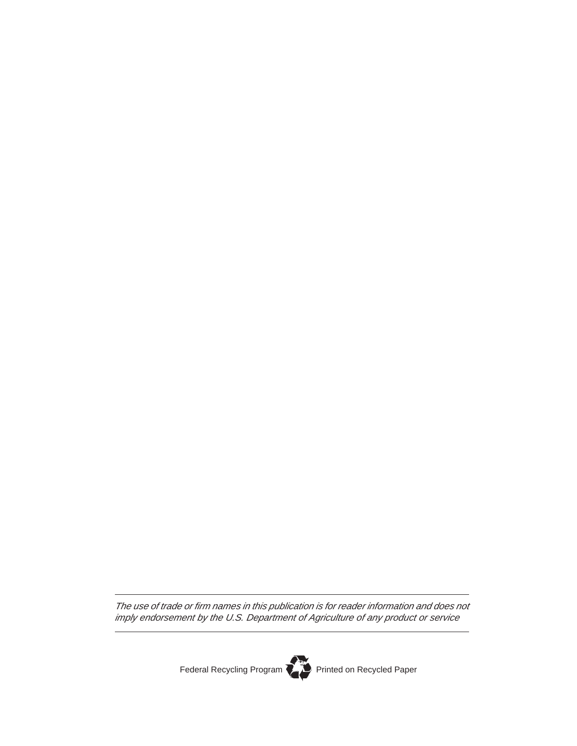---

*The use of trade or firm names in this publication is for reader information and does not imply endorsement by the U.S. Department of Agriculture of any product or service*

---

Federal Recycling Program Printed on Recycled Paper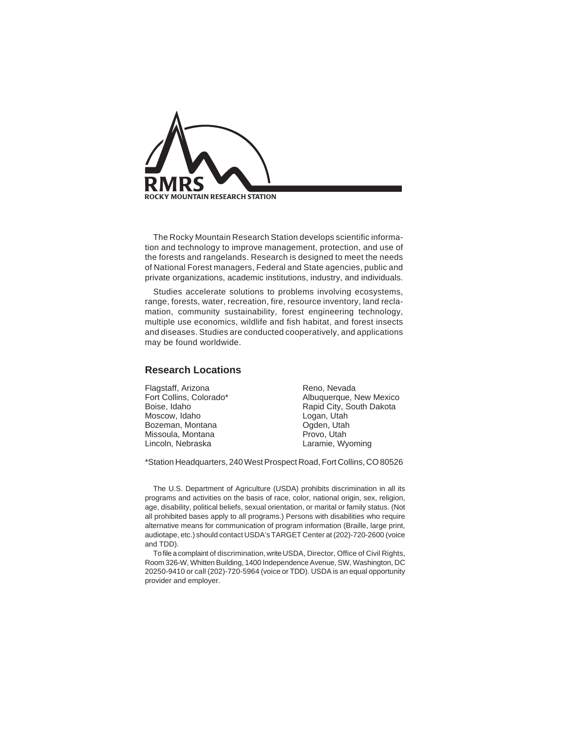RMRS

ROCKY MOUNTAIN RESEARCH STATION

The Rocky Mountain Research Station develops scientific information and technology to improve management, protection, and use of the forests and rangelands. Research is designed to meet the needs of National Forest managers, Federal and State agencies, public and private organizations, academic institutions, industry, and individuals.

Studies accelerate solutions to problems involving ecosystems, range, forests, water, recreation, fire, resource inventory, land reclamation, community sustainability, forest engineering technology, multiple use economics, wildlife and fish habitat, and forest insects and diseases. Studies are conducted cooperatively, and applications may be found worldwide.

## Research Locations

Flagstaff, Arizona
Fort Collins, Colorado*
Boise, Idaho
Moscow, Idaho
Bozeman, Montana
Missoula, Montana
Lincoln, Nebraska
Reno, Nevada
Albuquerque, New Mexico
Rapid City, South Dakota
Logan, Utah
Ogden, Utah
Provo, Utah
Laramie, Wyoming

*Station Headquarters, 240 West Prospect Road, Fort Collins, CO 80526

The U.S. Department of Agriculture (USDA) prohibits discrimination in all its programs and activities on the basis of race, color, national origin, sex, religion, age, disability, political beliefs, sexual orientation, or marital or family status. (Not all prohibited bases apply to all programs.) Persons with disabilities who require alternative means for communication of program information (Braille, large print, audiotape, etc.) should contact USDA's TARGET Center at (202)-720-2600 (voice and TDD).

To file a complaint of discrimination, write USDA, Director, Office of Civil Rights, Room 326-W, Whitten Building, 1400 Independence Avenue, SW, Washington, DC 20250-9410 or call (202)-720-5964 (voice or TDD). USDA is an equal opportunity provider and employer.